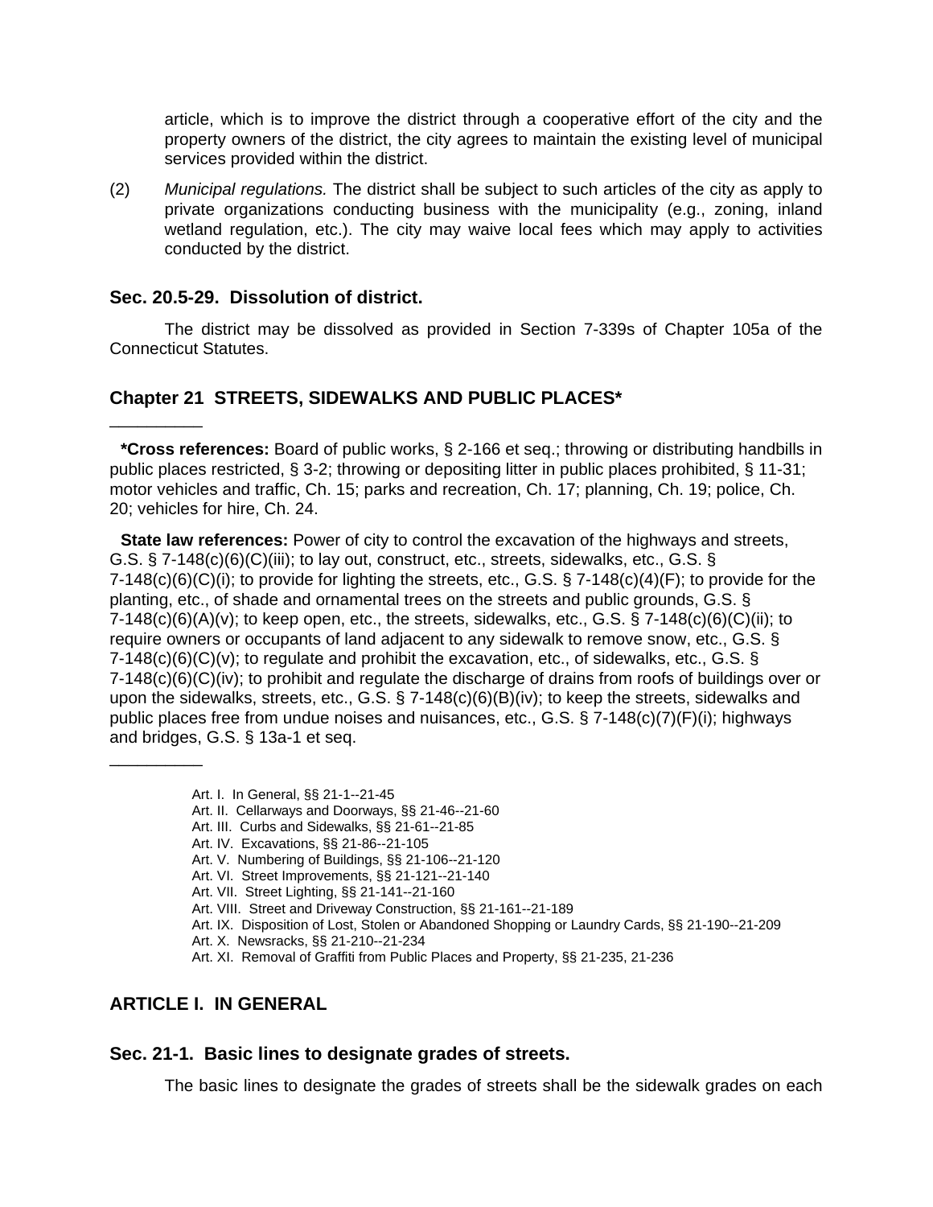article, which is to improve the district through a cooperative effort of the city and the property owners of the district, the city agrees to maintain the existing level of municipal services provided within the district.

(2) *Municipal regulations.* The district shall be subject to such articles of the city as apply to private organizations conducting business with the municipality (e.g., zoning, inland wetland regulation, etc.). The city may waive local fees which may apply to activities conducted by the district.

### Sec. 20.5-29. Dissolution of district.

The district may be dissolved as provided in Section 7-339s of Chapter 105a of the Connecticut Statutes.

## Chapter 21 STREETS, SIDEWALKS AND PUBLIC PLACES*

---

***Cross references:** Board of public works, § 2-166 et seq.; throwing or distributing handbills in public places restricted, § 3-2; throwing or depositing litter in public places prohibited, § 11-31; motor vehicles and traffic, Ch. 15; parks and recreation, Ch. 17; planning, Ch. 19; police, Ch. 20; vehicles for hire, Ch. 24.

**State law references:** Power of city to control the excavation of the highways and streets, G.S. § 7-148(c)(6)(C)(iii); to lay out, construct, etc., streets, sidewalks, etc., G.S. § 7-148(c)(6)(C)(i); to provide for lighting the streets, etc., G.S. § 7-148(c)(4)(F); to provide for the planting, etc., of shade and ornamental trees on the streets and public grounds, G.S. § 7-148(c)(6)(A)(v); to keep open, etc., the streets, sidewalks, etc., G.S. § 7-148(c)(6)(C)(ii); to require owners or occupants of land adjacent to any sidewalk to remove snow, etc., G.S. § 7-148(c)(6)(C)(v); to regulate and prohibit the excavation, etc., of sidewalks, etc., G.S. § 7-148(c)(6)(C)(iv); to prohibit and regulate the discharge of drains from roofs of buildings over or upon the sidewalks, streets, etc., G.S. § 7-148(c)(6)(B)(iv); to keep the streets, sidewalks and public places free from undue noises and nuisances, etc., G.S. § 7-148(c)(7)(F)(i); highways and bridges, G.S. § 13a-1 et seq.

---

Art. I. In General, §§ 21-1--21-45
Art. II. Cellarways and Doorways, §§ 21-46--21-60
Art. III. Curbs and Sidewalks, §§ 21-61--21-85
Art. IV. Excavations, §§ 21-86--21-105
Art. V. Numbering of Buildings, §§ 21-106--21-120
Art. VI. Street Improvements, §§ 21-121--21-140
Art. VII. Street Lighting, §§ 21-141--21-160
Art. VIII. Street and Driveway Construction, §§ 21-161--21-189
Art. IX. Disposition of Lost, Stolen or Abandoned Shopping or Laundry Cards, §§ 21-190--21-209
Art. X. Newsracks, §§ 21-210--21-234
Art. XI. Removal of Graffiti from Public Places and Property, §§ 21-235, 21-236

## ARTICLE I. IN GENERAL

### Sec. 21-1. Basic lines to designate grades of streets.

The basic lines to designate the grades of streets shall be the sidewalk grades on each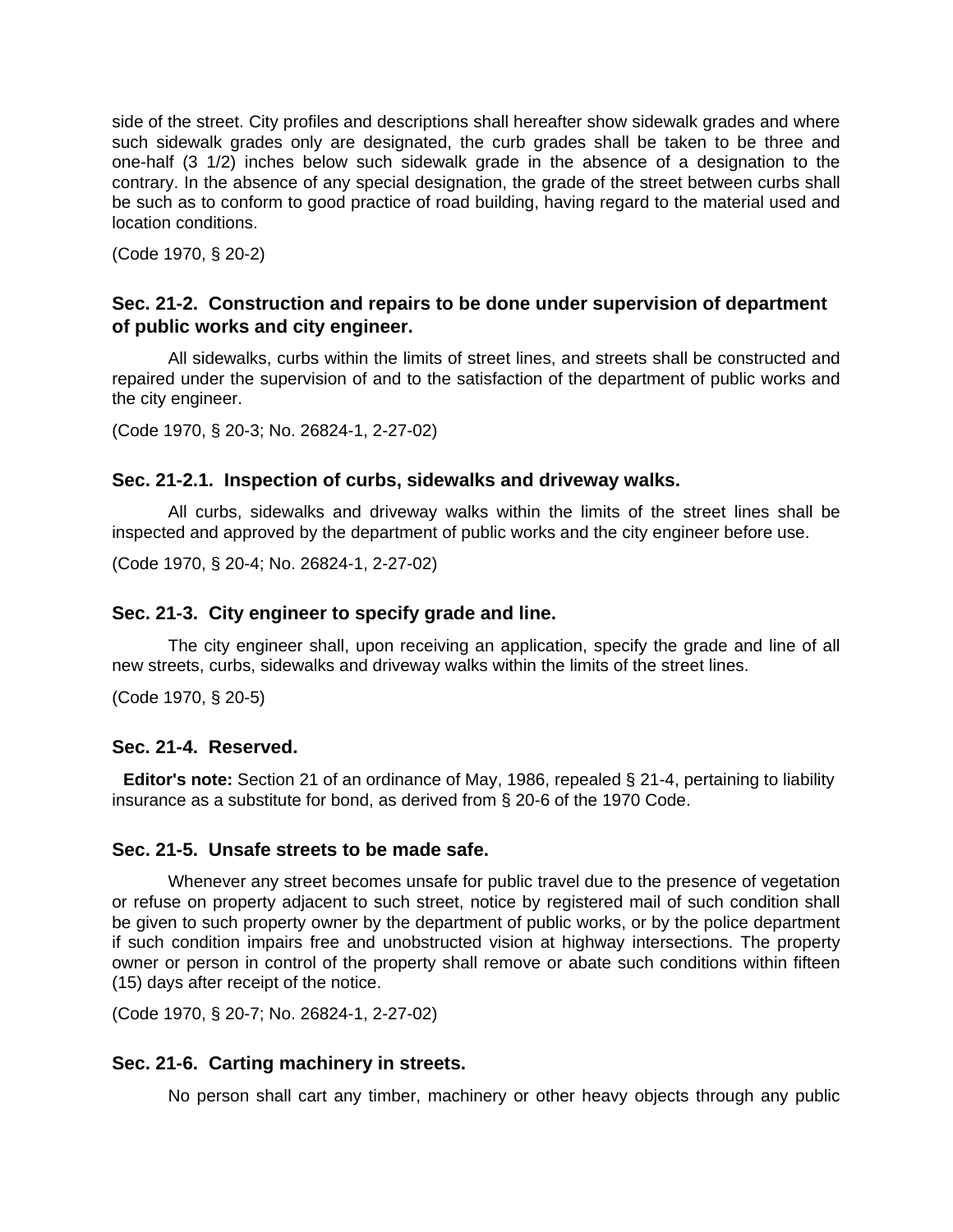side of the street. City profiles and descriptions shall hereafter show sidewalk grades and where such sidewalk grades only are designated, the curb grades shall be taken to be three and one-half (3 1/2) inches below such sidewalk grade in the absence of a designation to the contrary. In the absence of any special designation, the grade of the street between curbs shall be such as to conform to good practice of road building, having regard to the material used and location conditions.

(Code 1970, § 20-2)

### Sec. 21-2. Construction and repairs to be done under supervision of department of public works and city engineer.

All sidewalks, curbs within the limits of street lines, and streets shall be constructed and repaired under the supervision of and to the satisfaction of the department of public works and the city engineer.

(Code 1970, § 20-3; No. 26824-1, 2-27-02)

### Sec. 21-2.1. Inspection of curbs, sidewalks and driveway walks.

All curbs, sidewalks and driveway walks within the limits of the street lines shall be inspected and approved by the department of public works and the city engineer before use.

(Code 1970, § 20-4; No. 26824-1, 2-27-02)

### Sec. 21-3. City engineer to specify grade and line.

The city engineer shall, upon receiving an application, specify the grade and line of all new streets, curbs, sidewalks and driveway walks within the limits of the street lines.

(Code 1970, § 20-5)

### Sec. 21-4. Reserved.

**Editor's note:** Section 21 of an ordinance of May, 1986, repealed § 21-4, pertaining to liability insurance as a substitute for bond, as derived from § 20-6 of the 1970 Code.

### Sec. 21-5. Unsafe streets to be made safe.

Whenever any street becomes unsafe for public travel due to the presence of vegetation or refuse on property adjacent to such street, notice by registered mail of such condition shall be given to such property owner by the department of public works, or by the police department if such condition impairs free and unobstructed vision at highway intersections. The property owner or person in control of the property shall remove or abate such conditions within fifteen (15) days after receipt of the notice.

(Code 1970, § 20-7; No. 26824-1, 2-27-02)

### Sec. 21-6. Carting machinery in streets.

No person shall cart any timber, machinery or other heavy objects through any public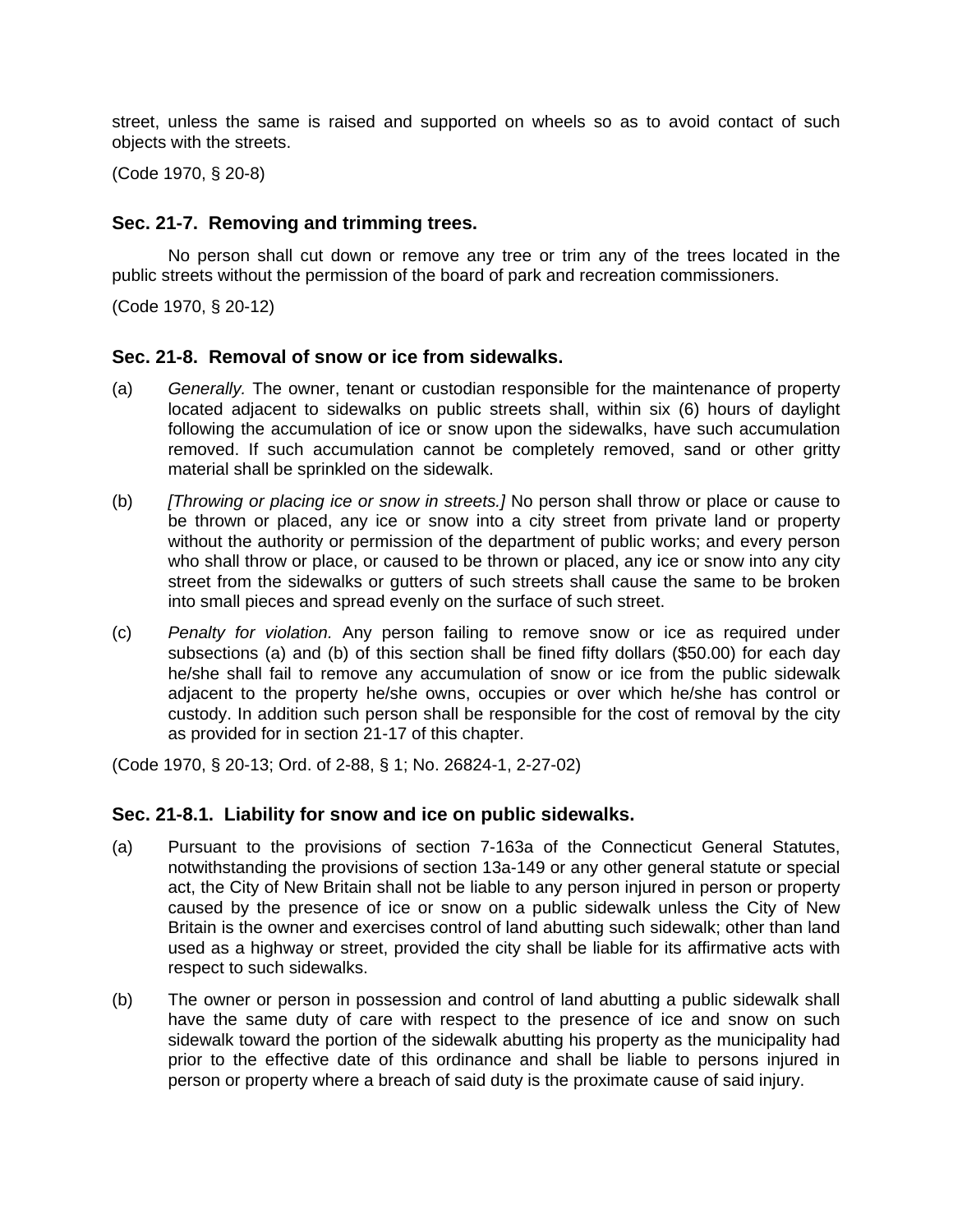street, unless the same is raised and supported on wheels so as to avoid contact of such objects with the streets.

(Code 1970, § 20-8)

### Sec. 21-7. Removing and trimming trees.

No person shall cut down or remove any tree or trim any of the trees located in the public streets without the permission of the board of park and recreation commissioners.

(Code 1970, § 20-12)

### Sec. 21-8. Removal of snow or ice from sidewalks.

(a) *Generally.* The owner, tenant or custodian responsible for the maintenance of property located adjacent to sidewalks on public streets shall, within six (6) hours of daylight following the accumulation of ice or snow upon the sidewalks, have such accumulation removed. If such accumulation cannot be completely removed, sand or other gritty material shall be sprinkled on the sidewalk.

(b) *[Throwing or placing ice or snow in streets.]* No person shall throw or place or cause to be thrown or placed, any ice or snow into a city street from private land or property without the authority or permission of the department of public works; and every person who shall throw or place, or caused to be thrown or placed, any ice or snow into any city street from the sidewalks or gutters of such streets shall cause the same to be broken into small pieces and spread evenly on the surface of such street.

(c) *Penalty for violation.* Any person failing to remove snow or ice as required under subsections (a) and (b) of this section shall be fined fifty dollars ($50.00) for each day he/she shall fail to remove any accumulation of snow or ice from the public sidewalk adjacent to the property he/she owns, occupies or over which he/she has control or custody. In addition such person shall be responsible for the cost of removal by the city as provided for in section 21-17 of this chapter.

(Code 1970, § 20-13; Ord. of 2-88, § 1; No. 26824-1, 2-27-02)

### Sec. 21-8.1. Liability for snow and ice on public sidewalks.

(a) Pursuant to the provisions of section 7-163a of the Connecticut General Statutes, notwithstanding the provisions of section 13a-149 or any other general statute or special act, the City of New Britain shall not be liable to any person injured in person or property caused by the presence of ice or snow on a public sidewalk unless the City of New Britain is the owner and exercises control of land abutting such sidewalk; other than land used as a highway or street, provided the city shall be liable for its affirmative acts with respect to such sidewalks.

(b) The owner or person in possession and control of land abutting a public sidewalk shall have the same duty of care with respect to the presence of ice and snow on such sidewalk toward the portion of the sidewalk abutting his property as the municipality had prior to the effective date of this ordinance and shall be liable to persons injured in person or property where a breach of said duty is the proximate cause of said injury.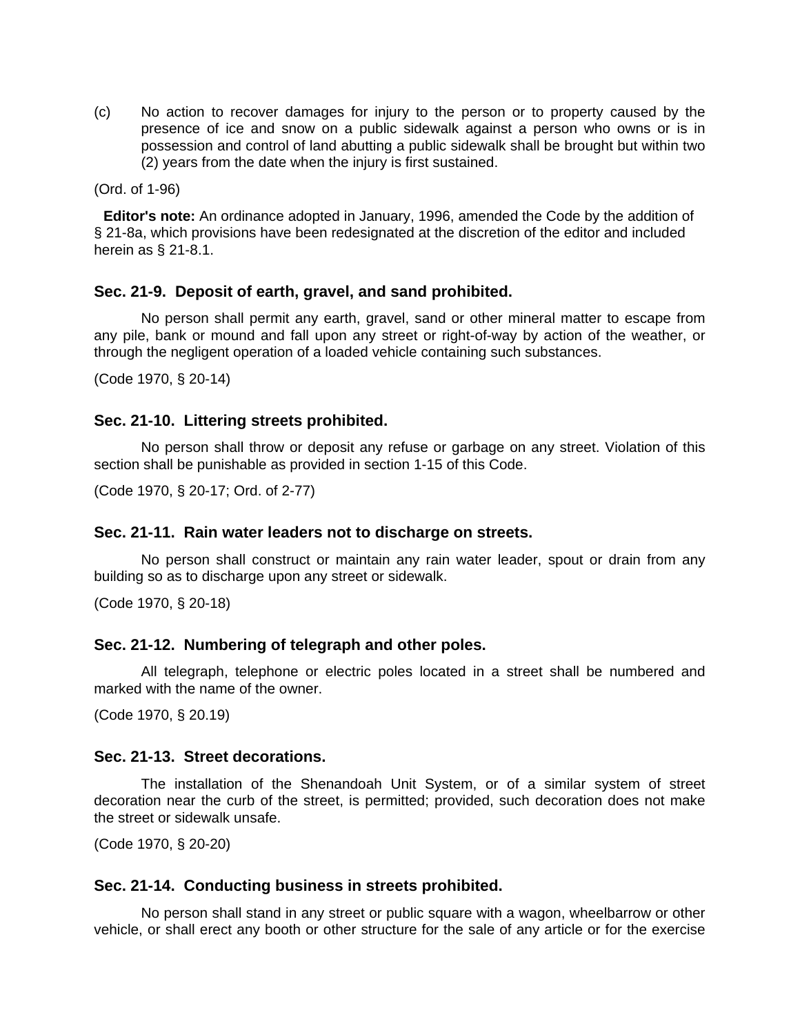(c) No action to recover damages for injury to the person or to property caused by the presence of ice and snow on a public sidewalk against a person who owns or is in possession and control of land abutting a public sidewalk shall be brought but within two (2) years from the date when the injury is first sustained.

(Ord. of 1-96)

**Editor's note:** An ordinance adopted in January, 1996, amended the Code by the addition of § 21-8a, which provisions have been redesignated at the discretion of the editor and included herein as § 21-8.1.

### Sec. 21-9. Deposit of earth, gravel, and sand prohibited.

No person shall permit any earth, gravel, sand or other mineral matter to escape from any pile, bank or mound and fall upon any street or right-of-way by action of the weather, or through the negligent operation of a loaded vehicle containing such substances.

(Code 1970, § 20-14)

### Sec. 21-10. Littering streets prohibited.

No person shall throw or deposit any refuse or garbage on any street. Violation of this section shall be punishable as provided in section 1-15 of this Code.

(Code 1970, § 20-17; Ord. of 2-77)

### Sec. 21-11. Rain water leaders not to discharge on streets.

No person shall construct or maintain any rain water leader, spout or drain from any building so as to discharge upon any street or sidewalk.

(Code 1970, § 20-18)

### Sec. 21-12. Numbering of telegraph and other poles.

All telegraph, telephone or electric poles located in a street shall be numbered and marked with the name of the owner.

(Code 1970, § 20.19)

### Sec. 21-13. Street decorations.

The installation of the Shenandoah Unit System, or of a similar system of street decoration near the curb of the street, is permitted; provided, such decoration does not make the street or sidewalk unsafe.

(Code 1970, § 20-20)

### Sec. 21-14. Conducting business in streets prohibited.

No person shall stand in any street or public square with a wagon, wheelbarrow or other vehicle, or shall erect any booth or other structure for the sale of any article or for the exercise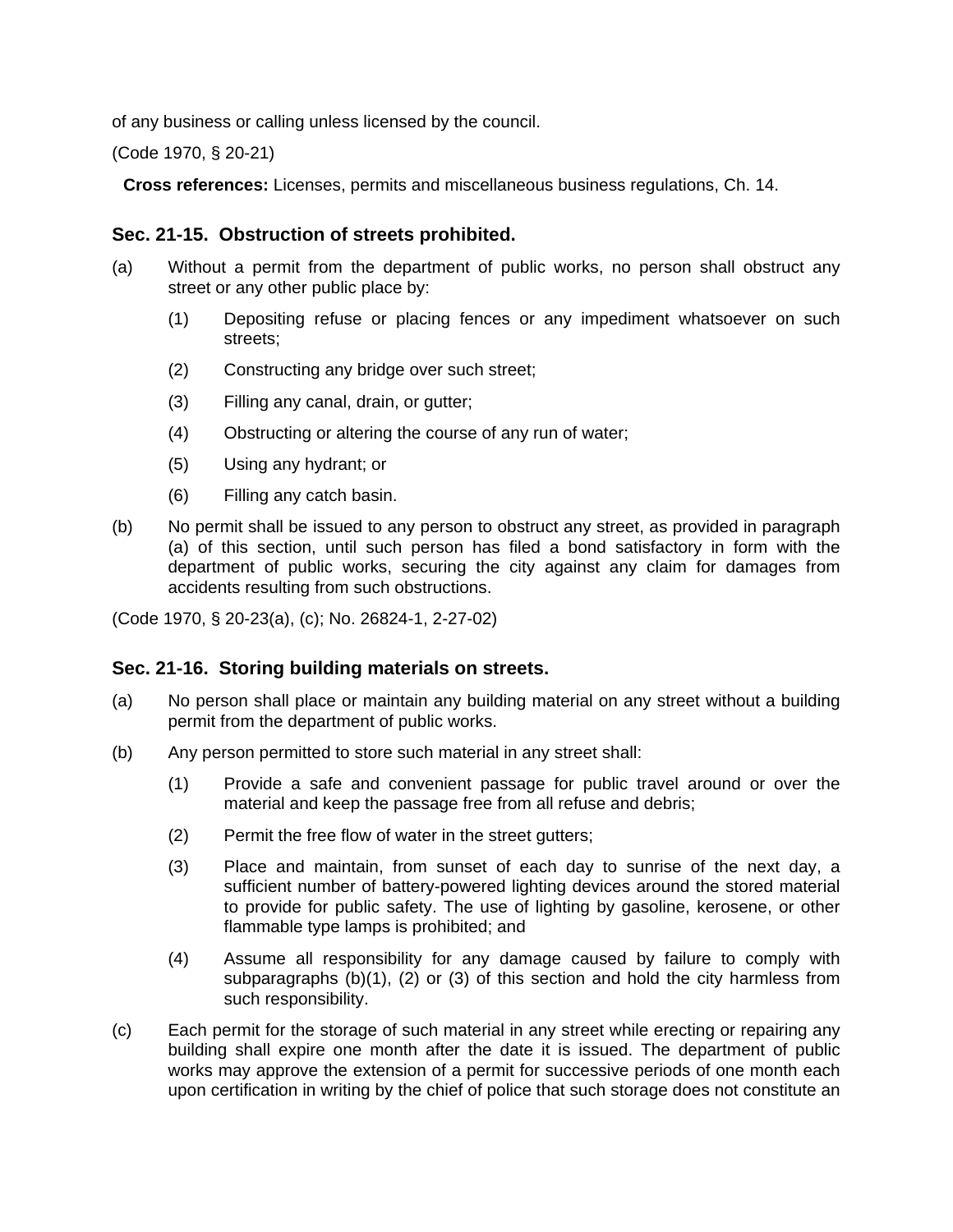of any business or calling unless licensed by the council.

(Code 1970, § 20-21)

**Cross references:** Licenses, permits and miscellaneous business regulations, Ch. 14.

### Sec. 21-15. Obstruction of streets prohibited.

(a) Without a permit from the department of public works, no person shall obstruct any street or any other public place by:

(1) Depositing refuse or placing fences or any impediment whatsoever on such streets;

(2) Constructing any bridge over such street;

(3) Filling any canal, drain, or gutter;

(4) Obstructing or altering the course of any run of water;

(5) Using any hydrant; or

(6) Filling any catch basin.

(b) No permit shall be issued to any person to obstruct any street, as provided in paragraph (a) of this section, until such person has filed a bond satisfactory in form with the department of public works, securing the city against any claim for damages from accidents resulting from such obstructions.

(Code 1970, § 20-23(a), (c); No. 26824-1, 2-27-02)

### Sec. 21-16. Storing building materials on streets.

(a) No person shall place or maintain any building material on any street without a building permit from the department of public works.

(b) Any person permitted to store such material in any street shall:

(1) Provide a safe and convenient passage for public travel around or over the material and keep the passage free from all refuse and debris;

(2) Permit the free flow of water in the street gutters;

(3) Place and maintain, from sunset of each day to sunrise of the next day, a sufficient number of battery-powered lighting devices around the stored material to provide for public safety. The use of lighting by gasoline, kerosene, or other flammable type lamps is prohibited; and

(4) Assume all responsibility for any damage caused by failure to comply with subparagraphs (b)(1), (2) or (3) of this section and hold the city harmless from such responsibility.

(c) Each permit for the storage of such material in any street while erecting or repairing any building shall expire one month after the date it is issued. The department of public works may approve the extension of a permit for successive periods of one month each upon certification in writing by the chief of police that such storage does not constitute an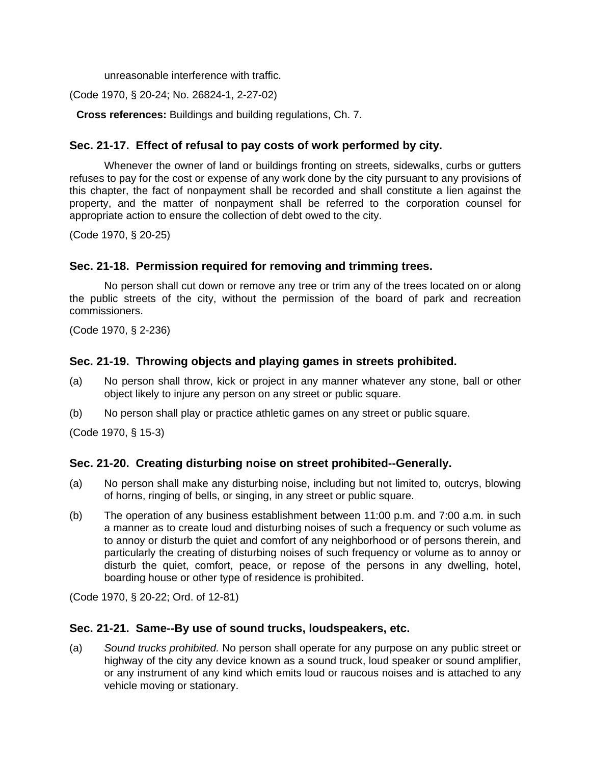unreasonable interference with traffic.

(Code 1970, § 20-24; No. 26824-1, 2-27-02)

**Cross references:** Buildings and building regulations, Ch. 7.

### Sec. 21-17. Effect of refusal to pay costs of work performed by city.

Whenever the owner of land or buildings fronting on streets, sidewalks, curbs or gutters refuses to pay for the cost or expense of any work done by the city pursuant to any provisions of this chapter, the fact of nonpayment shall be recorded and shall constitute a lien against the property, and the matter of nonpayment shall be referred to the corporation counsel for appropriate action to ensure the collection of debt owed to the city.

(Code 1970, § 20-25)

### Sec. 21-18. Permission required for removing and trimming trees.

No person shall cut down or remove any tree or trim any of the trees located on or along the public streets of the city, without the permission of the board of park and recreation commissioners.

(Code 1970, § 2-236)

### Sec. 21-19. Throwing objects and playing games in streets prohibited.

(a) No person shall throw, kick or project in any manner whatever any stone, ball or other object likely to injure any person on any street or public square.

(b) No person shall play or practice athletic games on any street or public square.

(Code 1970, § 15-3)

### Sec. 21-20. Creating disturbing noise on street prohibited--Generally.

(a) No person shall make any disturbing noise, including but not limited to, outcrys, blowing of horns, ringing of bells, or singing, in any street or public square.

(b) The operation of any business establishment between 11:00 p.m. and 7:00 a.m. in such a manner as to create loud and disturbing noises of such a frequency or such volume as to annoy or disturb the quiet and comfort of any neighborhood or of persons therein, and particularly the creating of disturbing noises of such frequency or volume as to annoy or disturb the quiet, comfort, peace, or repose of the persons in any dwelling, hotel, boarding house or other type of residence is prohibited.

(Code 1970, § 20-22; Ord. of 12-81)

### Sec. 21-21. Same--By use of sound trucks, loudspeakers, etc.

(a) *Sound trucks prohibited.* No person shall operate for any purpose on any public street or highway of the city any device known as a sound truck, loud speaker or sound amplifier, or any instrument of any kind which emits loud or raucous noises and is attached to any vehicle moving or stationary.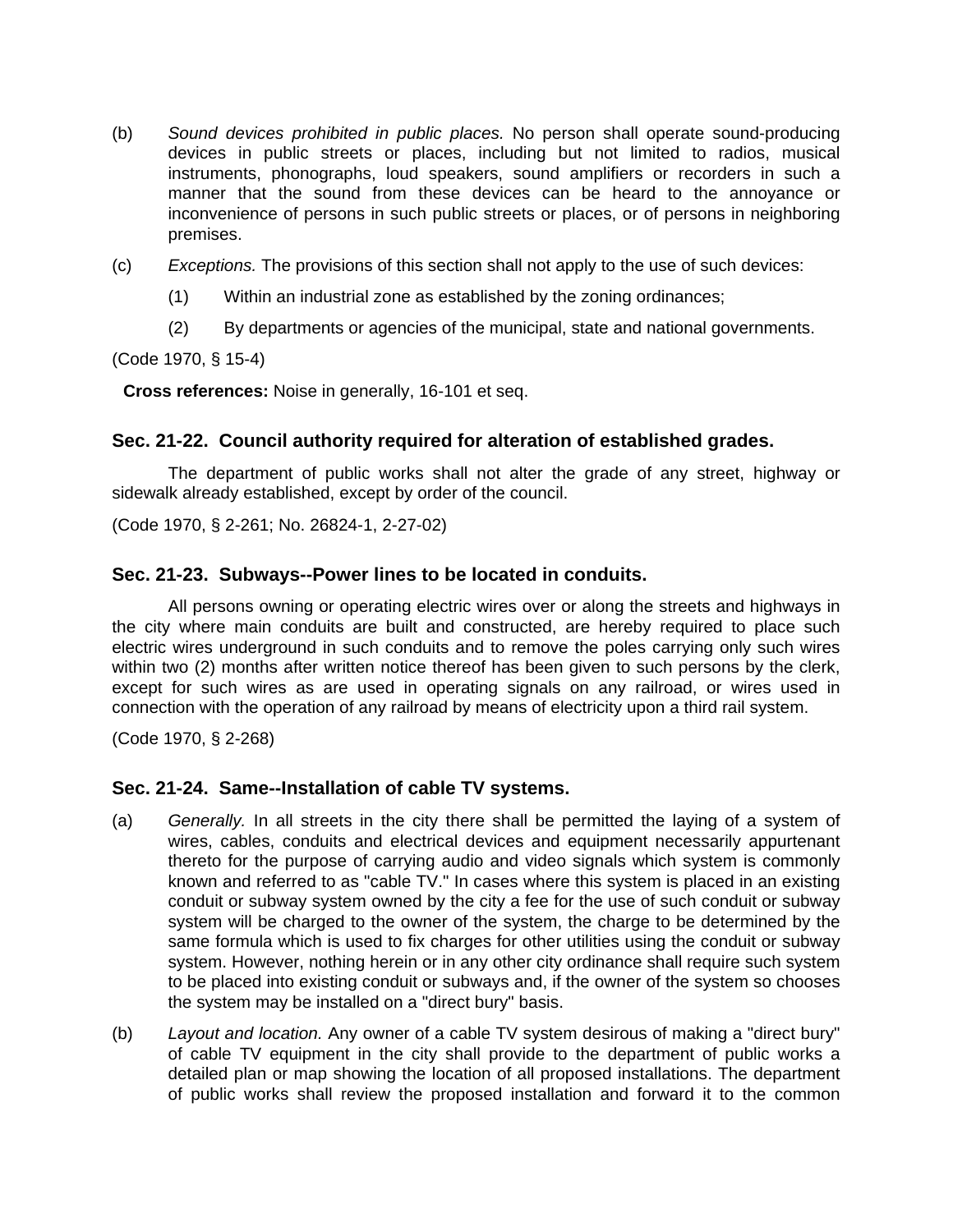(b) *Sound devices prohibited in public places.* No person shall operate sound-producing devices in public streets or places, including but not limited to radios, musical instruments, phonographs, loud speakers, sound amplifiers or recorders in such a manner that the sound from these devices can be heard to the annoyance or inconvenience of persons in such public streets or places, or of persons in neighboring premises.

(c) *Exceptions.* The provisions of this section shall not apply to the use of such devices:

(1) Within an industrial zone as established by the zoning ordinances;

(2) By departments or agencies of the municipal, state and national governments.

(Code 1970, § 15-4)

**Cross references:** Noise in generally, 16-101 et seq.

### Sec. 21-22. Council authority required for alteration of established grades.

The department of public works shall not alter the grade of any street, highway or sidewalk already established, except by order of the council.

(Code 1970, § 2-261; No. 26824-1, 2-27-02)

### Sec. 21-23. Subways--Power lines to be located in conduits.

All persons owning or operating electric wires over or along the streets and highways in the city where main conduits are built and constructed, are hereby required to place such electric wires underground in such conduits and to remove the poles carrying only such wires within two (2) months after written notice thereof has been given to such persons by the clerk, except for such wires as are used in operating signals on any railroad, or wires used in connection with the operation of any railroad by means of electricity upon a third rail system.

(Code 1970, § 2-268)

### Sec. 21-24. Same--Installation of cable TV systems.

(a) *Generally.* In all streets in the city there shall be permitted the laying of a system of wires, cables, conduits and electrical devices and equipment necessarily appurtenant thereto for the purpose of carrying audio and video signals which system is commonly known and referred to as "cable TV." In cases where this system is placed in an existing conduit or subway system owned by the city a fee for the use of such conduit or subway system will be charged to the owner of the system, the charge to be determined by the same formula which is used to fix charges for other utilities using the conduit or subway system. However, nothing herein or in any other city ordinance shall require such system to be placed into existing conduit or subways and, if the owner of the system so chooses the system may be installed on a "direct bury" basis.

(b) *Layout and location.* Any owner of a cable TV system desirous of making a "direct bury" of cable TV equipment in the city shall provide to the department of public works a detailed plan or map showing the location of all proposed installations. The department of public works shall review the proposed installation and forward it to the common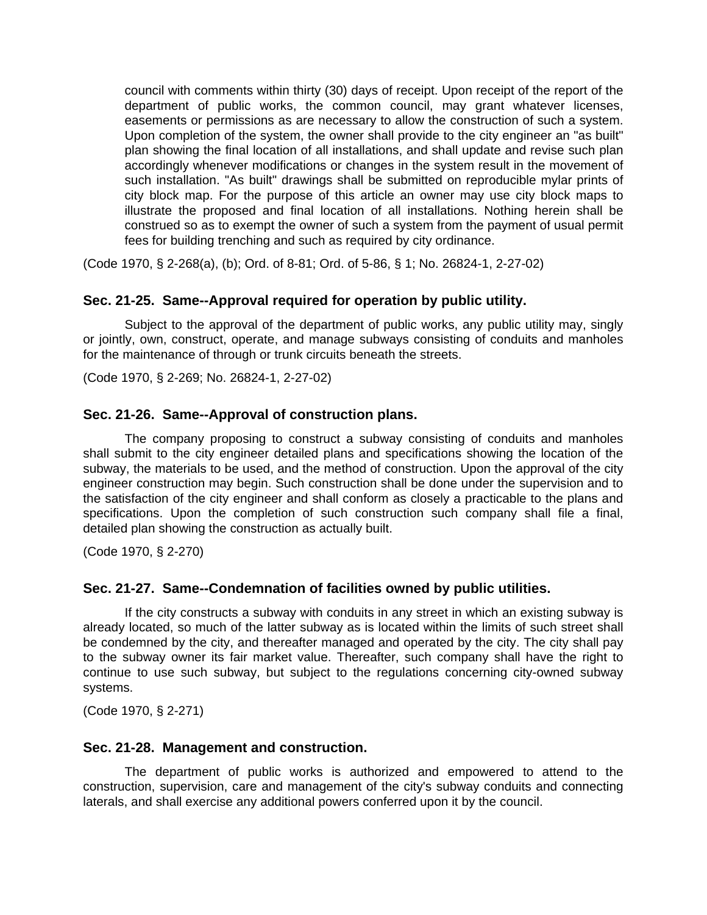council with comments within thirty (30) days of receipt. Upon receipt of the report of the department of public works, the common council, may grant whatever licenses, easements or permissions as are necessary to allow the construction of such a system. Upon completion of the system, the owner shall provide to the city engineer an "as built" plan showing the final location of all installations, and shall update and revise such plan accordingly whenever modifications or changes in the system result in the movement of such installation. "As built" drawings shall be submitted on reproducible mylar prints of city block map. For the purpose of this article an owner may use city block maps to illustrate the proposed and final location of all installations. Nothing herein shall be construed so as to exempt the owner of such a system from the payment of usual permit fees for building trenching and such as required by city ordinance.

(Code 1970, § 2-268(a), (b); Ord. of 8-81; Ord. of 5-86, § 1; No. 26824-1, 2-27-02)

### Sec. 21-25. Same--Approval required for operation by public utility.

Subject to the approval of the department of public works, any public utility may, singly or jointly, own, construct, operate, and manage subways consisting of conduits and manholes for the maintenance of through or trunk circuits beneath the streets.

(Code 1970, § 2-269; No. 26824-1, 2-27-02)

### Sec. 21-26. Same--Approval of construction plans.

The company proposing to construct a subway consisting of conduits and manholes shall submit to the city engineer detailed plans and specifications showing the location of the subway, the materials to be used, and the method of construction. Upon the approval of the city engineer construction may begin. Such construction shall be done under the supervision and to the satisfaction of the city engineer and shall conform as closely a practicable to the plans and specifications. Upon the completion of such construction such company shall file a final, detailed plan showing the construction as actually built.

(Code 1970, § 2-270)

### Sec. 21-27. Same--Condemnation of facilities owned by public utilities.

If the city constructs a subway with conduits in any street in which an existing subway is already located, so much of the latter subway as is located within the limits of such street shall be condemned by the city, and thereafter managed and operated by the city. The city shall pay to the subway owner its fair market value. Thereafter, such company shall have the right to continue to use such subway, but subject to the regulations concerning city-owned subway systems.

(Code 1970, § 2-271)

### Sec. 21-28. Management and construction.

The department of public works is authorized and empowered to attend to the construction, supervision, care and management of the city's subway conduits and connecting laterals, and shall exercise any additional powers conferred upon it by the council.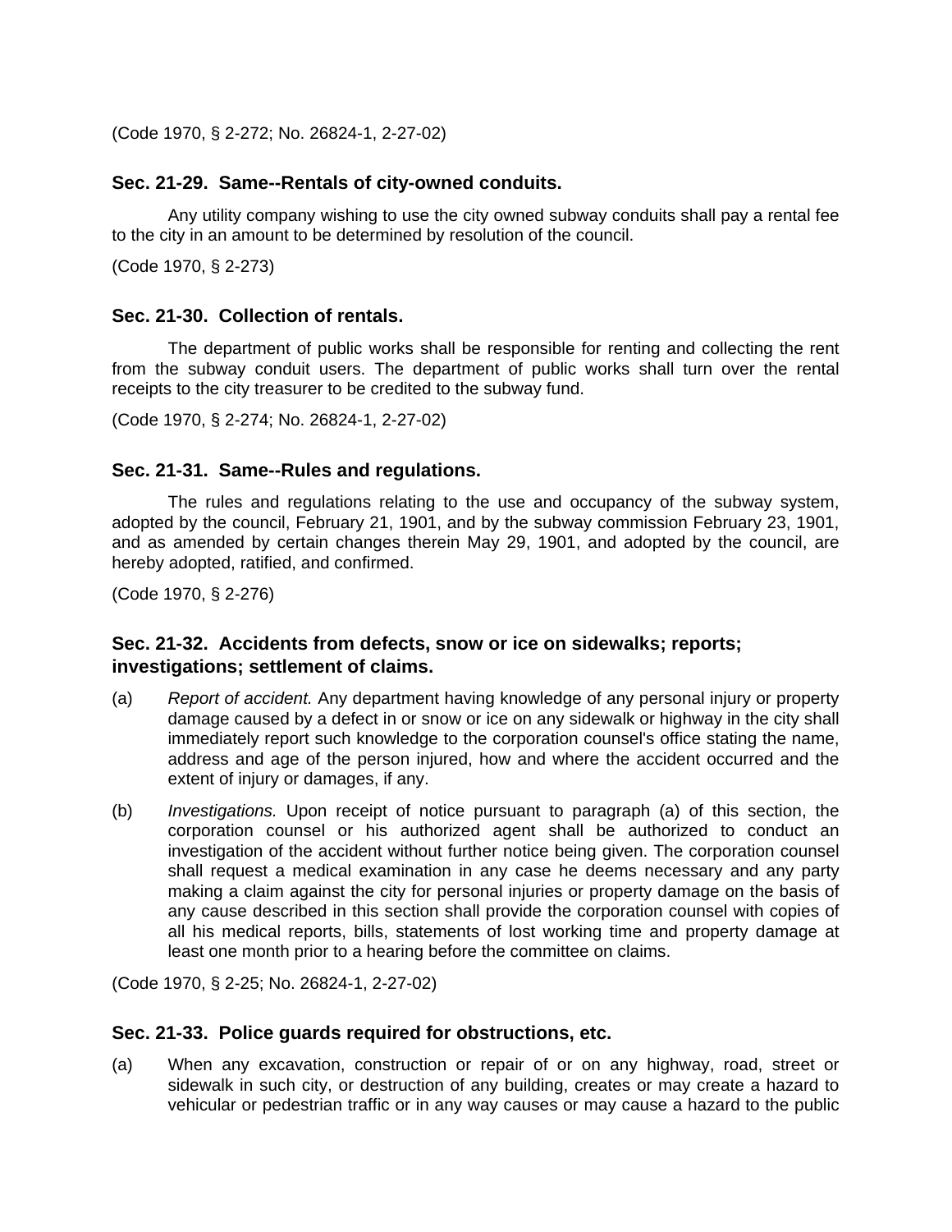(Code 1970, § 2-272; No. 26824-1, 2-27-02)

### Sec. 21-29. Same--Rentals of city-owned conduits.

Any utility company wishing to use the city owned subway conduits shall pay a rental fee to the city in an amount to be determined by resolution of the council.

(Code 1970, § 2-273)

### Sec. 21-30. Collection of rentals.

The department of public works shall be responsible for renting and collecting the rent from the subway conduit users. The department of public works shall turn over the rental receipts to the city treasurer to be credited to the subway fund.

(Code 1970, § 2-274; No. 26824-1, 2-27-02)

### Sec. 21-31. Same--Rules and regulations.

The rules and regulations relating to the use and occupancy of the subway system, adopted by the council, February 21, 1901, and by the subway commission February 23, 1901, and as amended by certain changes therein May 29, 1901, and adopted by the council, are hereby adopted, ratified, and confirmed.

(Code 1970, § 2-276)

### Sec. 21-32. Accidents from defects, snow or ice on sidewalks; reports; investigations; settlement of claims.

(a) *Report of accident.* Any department having knowledge of any personal injury or property damage caused by a defect in or snow or ice on any sidewalk or highway in the city shall immediately report such knowledge to the corporation counsel's office stating the name, address and age of the person injured, how and where the accident occurred and the extent of injury or damages, if any.

(b) *Investigations.* Upon receipt of notice pursuant to paragraph (a) of this section, the corporation counsel or his authorized agent shall be authorized to conduct an investigation of the accident without further notice being given. The corporation counsel shall request a medical examination in any case he deems necessary and any party making a claim against the city for personal injuries or property damage on the basis of any cause described in this section shall provide the corporation counsel with copies of all his medical reports, bills, statements of lost working time and property damage at least one month prior to a hearing before the committee on claims.

(Code 1970, § 2-25; No. 26824-1, 2-27-02)

### Sec. 21-33. Police guards required for obstructions, etc.

(a) When any excavation, construction or repair of or on any highway, road, street or sidewalk in such city, or destruction of any building, creates or may create a hazard to vehicular or pedestrian traffic or in any way causes or may cause a hazard to the public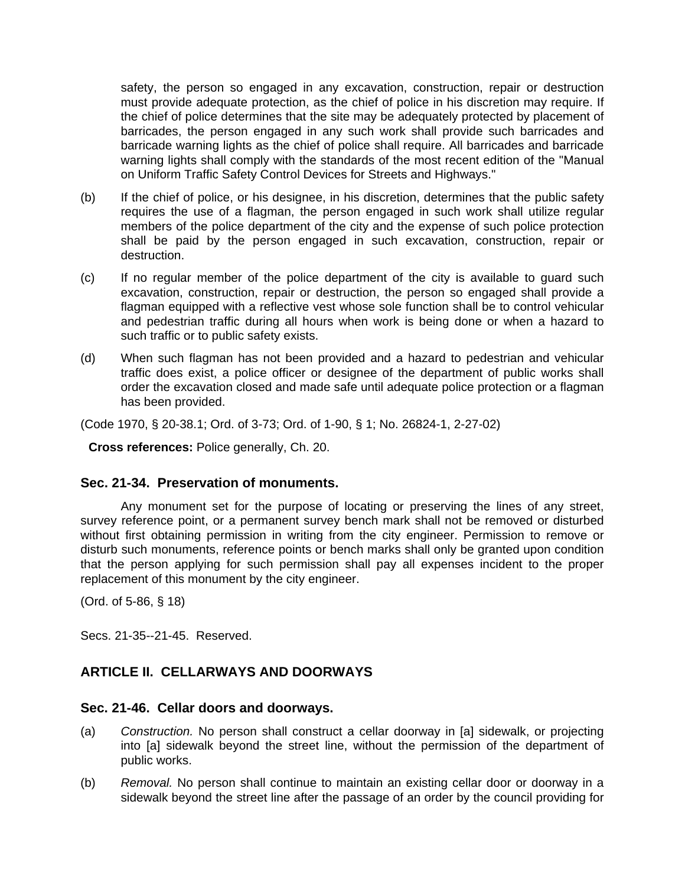safety, the person so engaged in any excavation, construction, repair or destruction must provide adequate protection, as the chief of police in his discretion may require. If the chief of police determines that the site may be adequately protected by placement of barricades, the person engaged in any such work shall provide such barricades and barricade warning lights as the chief of police shall require. All barricades and barricade warning lights shall comply with the standards of the most recent edition of the "Manual on Uniform Traffic Safety Control Devices for Streets and Highways."

(b) If the chief of police, or his designee, in his discretion, determines that the public safety requires the use of a flagman, the person engaged in such work shall utilize regular members of the police department of the city and the expense of such police protection shall be paid by the person engaged in such excavation, construction, repair or destruction.

(c) If no regular member of the police department of the city is available to guard such excavation, construction, repair or destruction, the person so engaged shall provide a flagman equipped with a reflective vest whose sole function shall be to control vehicular and pedestrian traffic during all hours when work is being done or when a hazard to such traffic or to public safety exists.

(d) When such flagman has not been provided and a hazard to pedestrian and vehicular traffic does exist, a police officer or designee of the department of public works shall order the excavation closed and made safe until adequate police protection or a flagman has been provided.

(Code 1970, § 20-38.1; Ord. of 3-73; Ord. of 1-90, § 1; No. 26824-1, 2-27-02)

**Cross references:** Police generally, Ch. 20.

### Sec. 21-34. Preservation of monuments.

Any monument set for the purpose of locating or preserving the lines of any street, survey reference point, or a permanent survey bench mark shall not be removed or disturbed without first obtaining permission in writing from the city engineer. Permission to remove or disturb such monuments, reference points or bench marks shall only be granted upon condition that the person applying for such permission shall pay all expenses incident to the proper replacement of this monument by the city engineer.

(Ord. of 5-86, § 18)

Secs. 21-35--21-45. Reserved.

## ARTICLE II. CELLARWAYS AND DOORWAYS

### Sec. 21-46. Cellar doors and doorways.

(a) *Construction.* No person shall construct a cellar doorway in [a] sidewalk, or projecting into [a] sidewalk beyond the street line, without the permission of the department of public works.

(b) *Removal.* No person shall continue to maintain an existing cellar door or doorway in a sidewalk beyond the street line after the passage of an order by the council providing for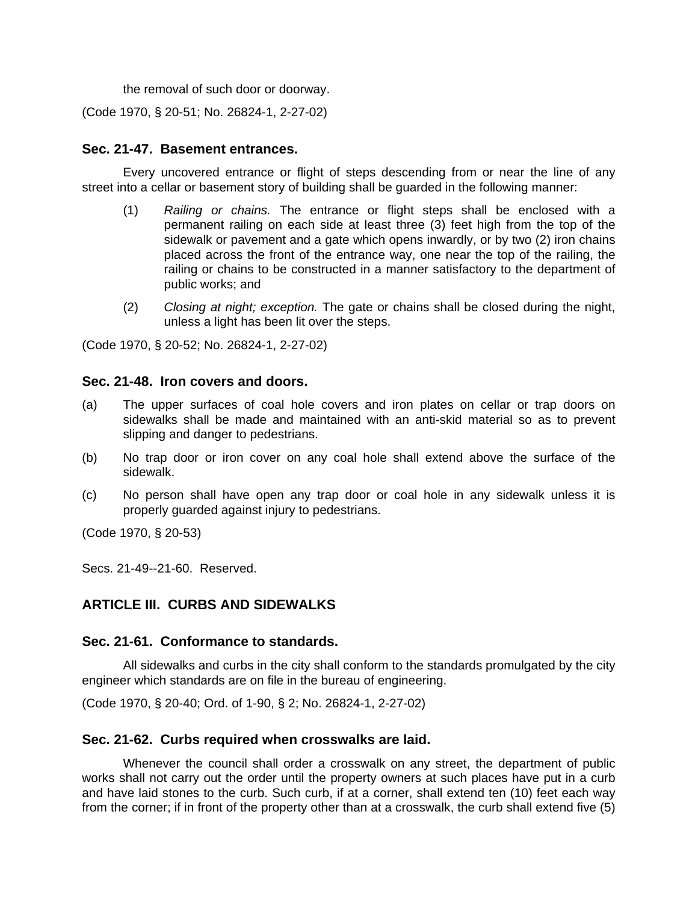the removal of such door or doorway.

(Code 1970, § 20-51; No. 26824-1, 2-27-02)

### Sec. 21-47. Basement entrances.

Every uncovered entrance or flight of steps descending from or near the line of any street into a cellar or basement story of building shall be guarded in the following manner:

(1) *Railing or chains.* The entrance or flight steps shall be enclosed with a permanent railing on each side at least three (3) feet high from the top of the sidewalk or pavement and a gate which opens inwardly, or by two (2) iron chains placed across the front of the entrance way, one near the top of the railing, the railing or chains to be constructed in a manner satisfactory to the department of public works; and

(2) *Closing at night; exception.* The gate or chains shall be closed during the night, unless a light has been lit over the steps.

(Code 1970, § 20-52; No. 26824-1, 2-27-02)

### Sec. 21-48. Iron covers and doors.

(a) The upper surfaces of coal hole covers and iron plates on cellar or trap doors on sidewalks shall be made and maintained with an anti-skid material so as to prevent slipping and danger to pedestrians.

(b) No trap door or iron cover on any coal hole shall extend above the surface of the sidewalk.

(c) No person shall have open any trap door or coal hole in any sidewalk unless it is properly guarded against injury to pedestrians.

(Code 1970, § 20-53)

Secs. 21-49--21-60. Reserved.

## ARTICLE III. CURBS AND SIDEWALKS

### Sec. 21-61. Conformance to standards.

All sidewalks and curbs in the city shall conform to the standards promulgated by the city engineer which standards are on file in the bureau of engineering.

(Code 1970, § 20-40; Ord. of 1-90, § 2; No. 26824-1, 2-27-02)

### Sec. 21-62. Curbs required when crosswalks are laid.

Whenever the council shall order a crosswalk on any street, the department of public works shall not carry out the order until the property owners at such places have put in a curb and have laid stones to the curb. Such curb, if at a corner, shall extend ten (10) feet each way from the corner; if in front of the property other than at a crosswalk, the curb shall extend five (5)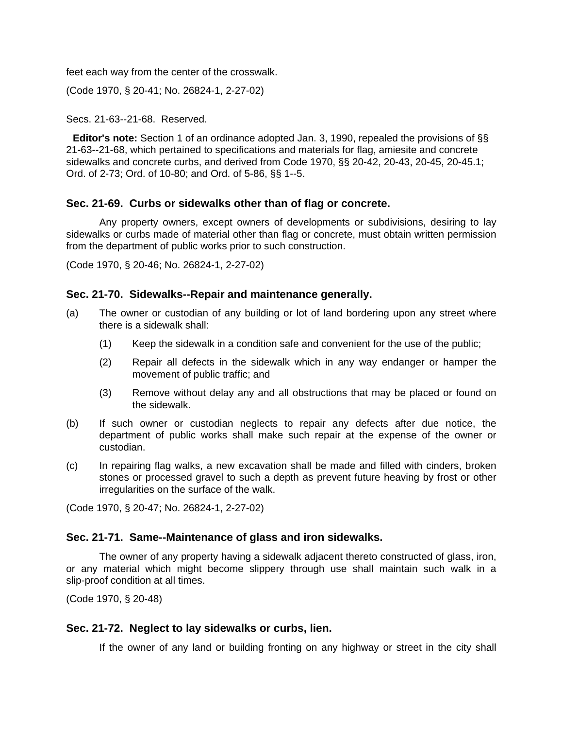feet each way from the center of the crosswalk.

(Code 1970, § 20-41; No. 26824-1, 2-27-02)

Secs. 21-63--21-68. Reserved.

**Editor's note:** Section 1 of an ordinance adopted Jan. 3, 1990, repealed the provisions of §§ 21-63--21-68, which pertained to specifications and materials for flag, amiesite and concrete sidewalks and concrete curbs, and derived from Code 1970, §§ 20-42, 20-43, 20-45, 20-45.1; Ord. of 2-73; Ord. of 10-80; and Ord. of 5-86, §§ 1--5.

### Sec. 21-69. Curbs or sidewalks other than of flag or concrete.

Any property owners, except owners of developments or subdivisions, desiring to lay sidewalks or curbs made of material other than flag or concrete, must obtain written permission from the department of public works prior to such construction.

(Code 1970, § 20-46; No. 26824-1, 2-27-02)

### Sec. 21-70. Sidewalks--Repair and maintenance generally.

(a) The owner or custodian of any building or lot of land bordering upon any street where there is a sidewalk shall:

  (1) Keep the sidewalk in a condition safe and convenient for the use of the public;

  (2) Repair all defects in the sidewalk which in any way endanger or hamper the movement of public traffic; and

  (3) Remove without delay any and all obstructions that may be placed or found on the sidewalk.

(b) If such owner or custodian neglects to repair any defects after due notice, the department of public works shall make such repair at the expense of the owner or custodian.

(c) In repairing flag walks, a new excavation shall be made and filled with cinders, broken stones or processed gravel to such a depth as prevent future heaving by frost or other irregularities on the surface of the walk.

(Code 1970, § 20-47; No. 26824-1, 2-27-02)

### Sec. 21-71. Same--Maintenance of glass and iron sidewalks.

The owner of any property having a sidewalk adjacent thereto constructed of glass, iron, or any material which might become slippery through use shall maintain such walk in a slip-proof condition at all times.

(Code 1970, § 20-48)

### Sec. 21-72. Neglect to lay sidewalks or curbs, lien.

If the owner of any land or building fronting on any highway or street in the city shall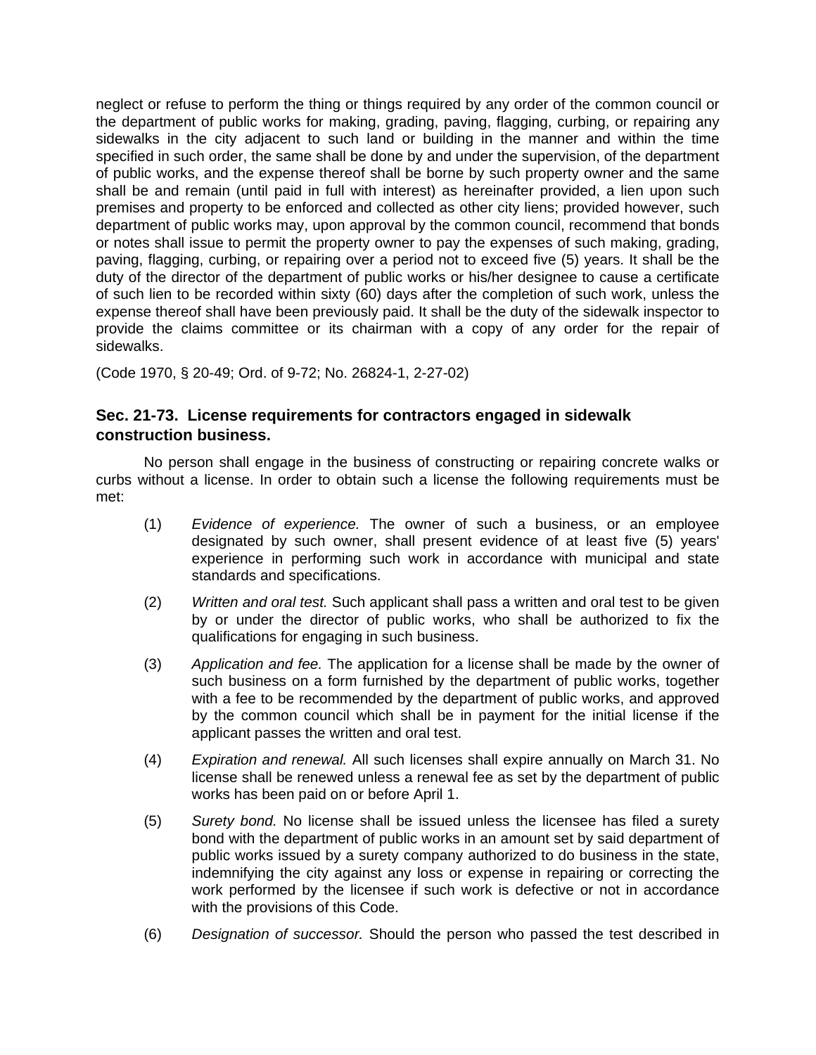neglect or refuse to perform the thing or things required by any order of the common council or the department of public works for making, grading, paving, flagging, curbing, or repairing any sidewalks in the city adjacent to such land or building in the manner and within the time specified in such order, the same shall be done by and under the supervision, of the department of public works, and the expense thereof shall be borne by such property owner and the same shall be and remain (until paid in full with interest) as hereinafter provided, a lien upon such premises and property to be enforced and collected as other city liens; provided however, such department of public works may, upon approval by the common council, recommend that bonds or notes shall issue to permit the property owner to pay the expenses of such making, grading, paving, flagging, curbing, or repairing over a period not to exceed five (5) years. It shall be the duty of the director of the department of public works or his/her designee to cause a certificate of such lien to be recorded within sixty (60) days after the completion of such work, unless the expense thereof shall have been previously paid. It shall be the duty of the sidewalk inspector to provide the claims committee or its chairman with a copy of any order for the repair of sidewalks.

(Code 1970, § 20-49; Ord. of 9-72; No. 26824-1, 2-27-02)

### Sec. 21-73. License requirements for contractors engaged in sidewalk construction business.

No person shall engage in the business of constructing or repairing concrete walks or curbs without a license. In order to obtain such a license the following requirements must be met:

(1) *Evidence of experience.* The owner of such a business, or an employee designated by such owner, shall present evidence of at least five (5) years' experience in performing such work in accordance with municipal and state standards and specifications.

(2) *Written and oral test.* Such applicant shall pass a written and oral test to be given by or under the director of public works, who shall be authorized to fix the qualifications for engaging in such business.

(3) *Application and fee.* The application for a license shall be made by the owner of such business on a form furnished by the department of public works, together with a fee to be recommended by the department of public works, and approved by the common council which shall be in payment for the initial license if the applicant passes the written and oral test.

(4) *Expiration and renewal.* All such licenses shall expire annually on March 31. No license shall be renewed unless a renewal fee as set by the department of public works has been paid on or before April 1.

(5) *Surety bond.* No license shall be issued unless the licensee has filed a surety bond with the department of public works in an amount set by said department of public works issued by a surety company authorized to do business in the state, indemnifying the city against any loss or expense in repairing or correcting the work performed by the licensee if such work is defective or not in accordance with the provisions of this Code.

(6) *Designation of successor.* Should the person who passed the test described in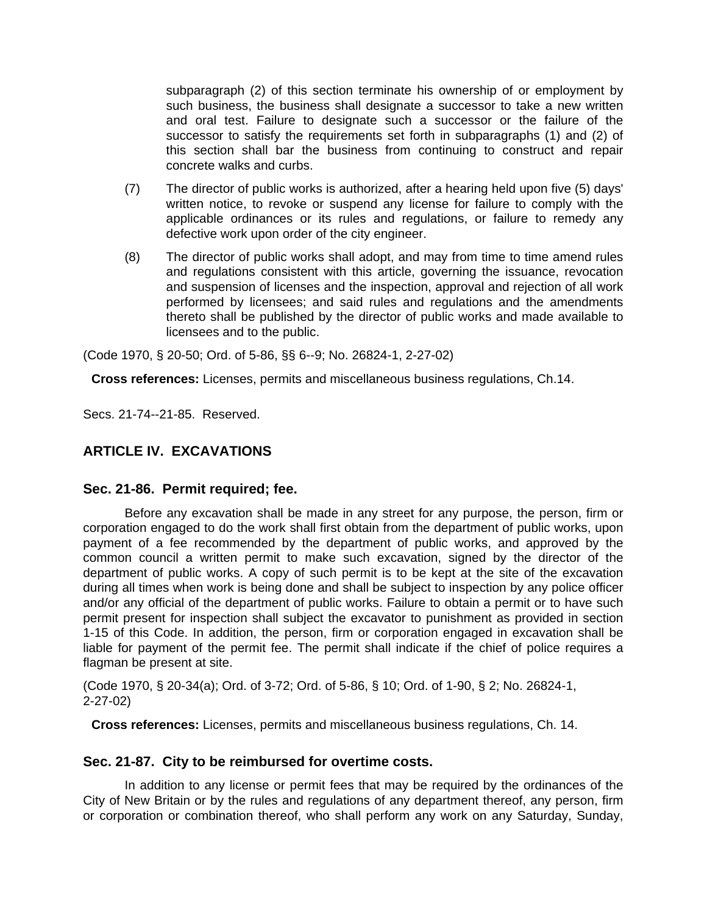subparagraph (2) of this section terminate his ownership of or employment by such business, the business shall designate a successor to take a new written and oral test. Failure to designate such a successor or the failure of the successor to satisfy the requirements set forth in subparagraphs (1) and (2) of this section shall bar the business from continuing to construct and repair concrete walks and curbs.

(7) The director of public works is authorized, after a hearing held upon five (5) days' written notice, to revoke or suspend any license for failure to comply with the applicable ordinances or its rules and regulations, or failure to remedy any defective work upon order of the city engineer.

(8) The director of public works shall adopt, and may from time to time amend rules and regulations consistent with this article, governing the issuance, revocation and suspension of licenses and the inspection, approval and rejection of all work performed by licensees; and said rules and regulations and the amendments thereto shall be published by the director of public works and made available to licensees and to the public.

(Code 1970, § 20-50; Ord. of 5-86, §§ 6--9; No. 26824-1, 2-27-02)

**Cross references:** Licenses, permits and miscellaneous business regulations, Ch.14.

Secs. 21-74--21-85. Reserved.

## ARTICLE IV. EXCAVATIONS

### Sec. 21-86. Permit required; fee.

Before any excavation shall be made in any street for any purpose, the person, firm or corporation engaged to do the work shall first obtain from the department of public works, upon payment of a fee recommended by the department of public works, and approved by the common council a written permit to make such excavation, signed by the director of the department of public works. A copy of such permit is to be kept at the site of the excavation during all times when work is being done and shall be subject to inspection by any police officer and/or any official of the department of public works. Failure to obtain a permit or to have such permit present for inspection shall subject the excavator to punishment as provided in section 1-15 of this Code. In addition, the person, firm or corporation engaged in excavation shall be liable for payment of the permit fee. The permit shall indicate if the chief of police requires a flagman be present at site.

(Code 1970, § 20-34(a); Ord. of 3-72; Ord. of 5-86, § 10; Ord. of 1-90, § 2; No. 26824-1, 2-27-02)

**Cross references:** Licenses, permits and miscellaneous business regulations, Ch. 14.

### Sec. 21-87. City to be reimbursed for overtime costs.

In addition to any license or permit fees that may be required by the ordinances of the City of New Britain or by the rules and regulations of any department thereof, any person, firm or corporation or combination thereof, who shall perform any work on any Saturday, Sunday,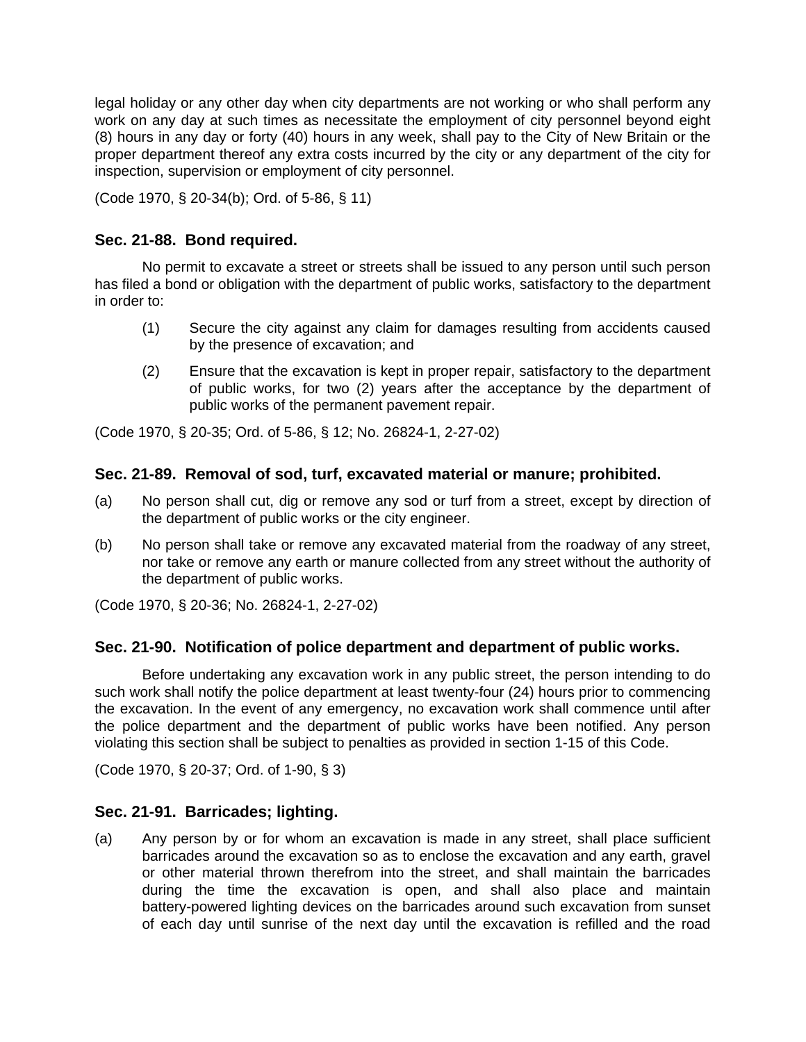legal holiday or any other day when city departments are not working or who shall perform any work on any day at such times as necessitate the employment of city personnel beyond eight (8) hours in any day or forty (40) hours in any week, shall pay to the City of New Britain or the proper department thereof any extra costs incurred by the city or any department of the city for inspection, supervision or employment of city personnel.

(Code 1970, § 20-34(b); Ord. of 5-86, § 11)

### Sec. 21-88. Bond required.

No permit to excavate a street or streets shall be issued to any person until such person has filed a bond or obligation with the department of public works, satisfactory to the department in order to:

(1) Secure the city against any claim for damages resulting from accidents caused by the presence of excavation; and

(2) Ensure that the excavation is kept in proper repair, satisfactory to the department of public works, for two (2) years after the acceptance by the department of public works of the permanent pavement repair.

(Code 1970, § 20-35; Ord. of 5-86, § 12; No. 26824-1, 2-27-02)

### Sec. 21-89. Removal of sod, turf, excavated material or manure; prohibited.

(a) No person shall cut, dig or remove any sod or turf from a street, except by direction of the department of public works or the city engineer.

(b) No person shall take or remove any excavated material from the roadway of any street, nor take or remove any earth or manure collected from any street without the authority of the department of public works.

(Code 1970, § 20-36; No. 26824-1, 2-27-02)

### Sec. 21-90. Notification of police department and department of public works.

Before undertaking any excavation work in any public street, the person intending to do such work shall notify the police department at least twenty-four (24) hours prior to commencing the excavation. In the event of any emergency, no excavation work shall commence until after the police department and the department of public works have been notified. Any person violating this section shall be subject to penalties as provided in section 1-15 of this Code.

(Code 1970, § 20-37; Ord. of 1-90, § 3)

### Sec. 21-91. Barricades; lighting.

(a) Any person by or for whom an excavation is made in any street, shall place sufficient barricades around the excavation so as to enclose the excavation and any earth, gravel or other material thrown therefrom into the street, and shall maintain the barricades during the time the excavation is open, and shall also place and maintain battery-powered lighting devices on the barricades around such excavation from sunset of each day until sunrise of the next day until the excavation is refilled and the road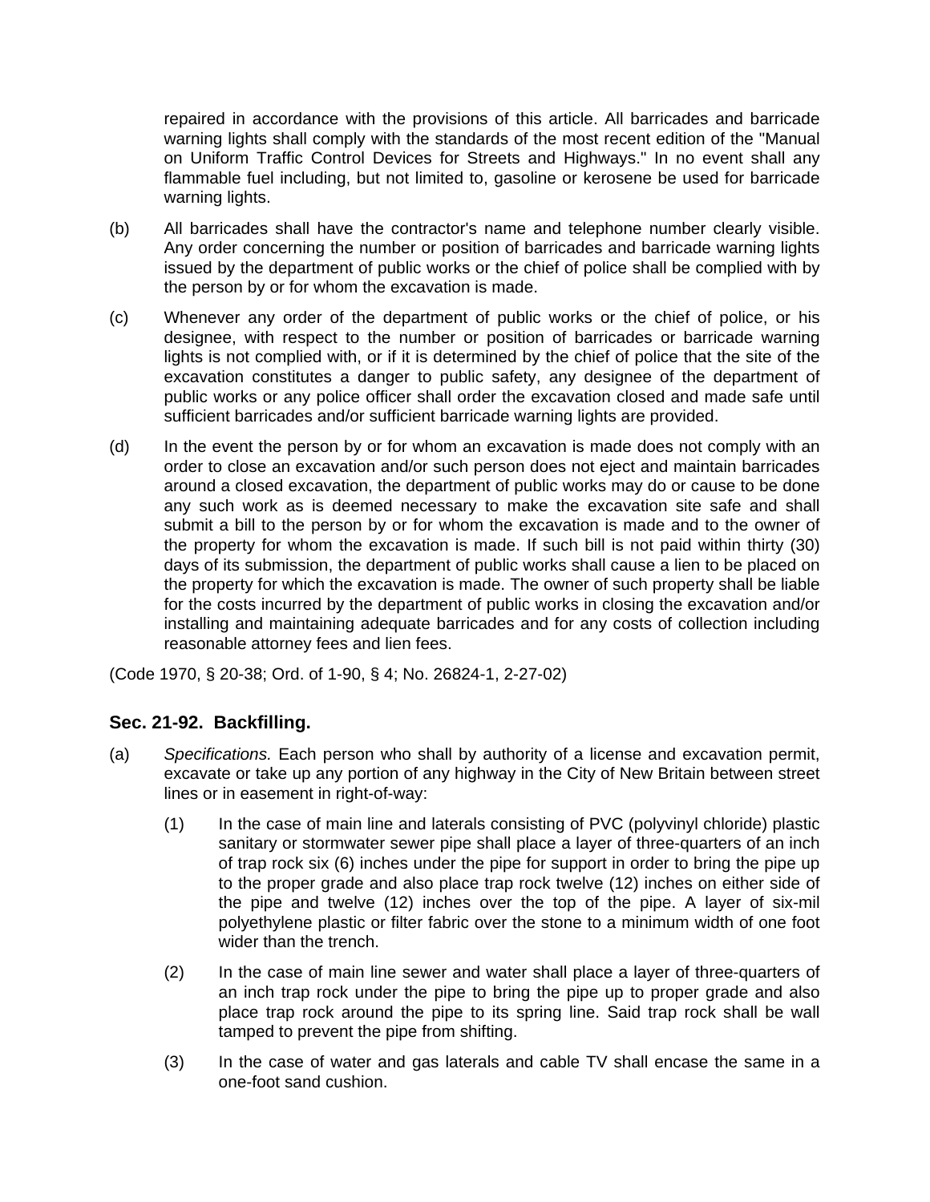repaired in accordance with the provisions of this article. All barricades and barricade warning lights shall comply with the standards of the most recent edition of the "Manual on Uniform Traffic Control Devices for Streets and Highways." In no event shall any flammable fuel including, but not limited to, gasoline or kerosene be used for barricade warning lights.

(b) All barricades shall have the contractor's name and telephone number clearly visible. Any order concerning the number or position of barricades and barricade warning lights issued by the department of public works or the chief of police shall be complied with by the person by or for whom the excavation is made.

(c) Whenever any order of the department of public works or the chief of police, or his designee, with respect to the number or position of barricades or barricade warning lights is not complied with, or if it is determined by the chief of police that the site of the excavation constitutes a danger to public safety, any designee of the department of public works or any police officer shall order the excavation closed and made safe until sufficient barricades and/or sufficient barricade warning lights are provided.

(d) In the event the person by or for whom an excavation is made does not comply with an order to close an excavation and/or such person does not eject and maintain barricades around a closed excavation, the department of public works may do or cause to be done any such work as is deemed necessary to make the excavation site safe and shall submit a bill to the person by or for whom the excavation is made and to the owner of the property for whom the excavation is made. If such bill is not paid within thirty (30) days of its submission, the department of public works shall cause a lien to be placed on the property for which the excavation is made. The owner of such property shall be liable for the costs incurred by the department of public works in closing the excavation and/or installing and maintaining adequate barricades and for any costs of collection including reasonable attorney fees and lien fees.

(Code 1970, § 20-38; Ord. of 1-90, § 4; No. 26824-1, 2-27-02)

### Sec. 21-92. Backfilling.

(a) *Specifications.* Each person who shall by authority of a license and excavation permit, excavate or take up any portion of any highway in the City of New Britain between street lines or in easement in right-of-way:

   (1) In the case of main line and laterals consisting of PVC (polyvinyl chloride) plastic sanitary or stormwater sewer pipe shall place a layer of three-quarters of an inch of trap rock six (6) inches under the pipe for support in order to bring the pipe up to the proper grade and also place trap rock twelve (12) inches on either side of the pipe and twelve (12) inches over the top of the pipe. A layer of six-mil polyethylene plastic or filter fabric over the stone to a minimum width of one foot wider than the trench.

   (2) In the case of main line sewer and water shall place a layer of three-quarters of an inch trap rock under the pipe to bring the pipe up to proper grade and also place trap rock around the pipe to its spring line. Said trap rock shall be wall tamped to prevent the pipe from shifting.

   (3) In the case of water and gas laterals and cable TV shall encase the same in a one-foot sand cushion.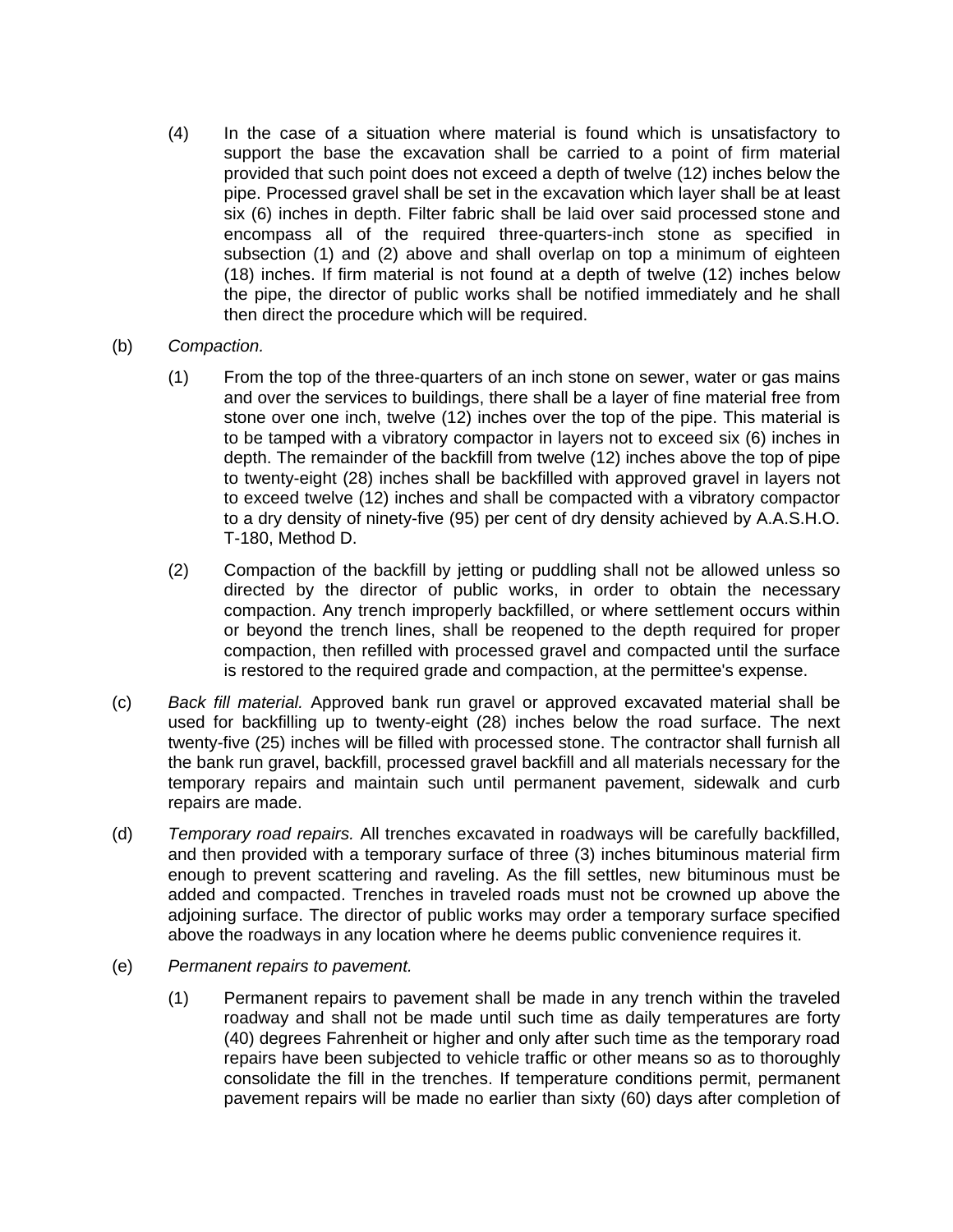(4) In the case of a situation where material is found which is unsatisfactory to support the base the excavation shall be carried to a point of firm material provided that such point does not exceed a depth of twelve (12) inches below the pipe. Processed gravel shall be set in the excavation which layer shall be at least six (6) inches in depth. Filter fabric shall be laid over said processed stone and encompass all of the required three-quarters-inch stone as specified in subsection (1) and (2) above and shall overlap on top a minimum of eighteen (18) inches. If firm material is not found at a depth of twelve (12) inches below the pipe, the director of public works shall be notified immediately and he shall then direct the procedure which will be required.

(b) *Compaction.*

(1) From the top of the three-quarters of an inch stone on sewer, water or gas mains and over the services to buildings, there shall be a layer of fine material free from stone over one inch, twelve (12) inches over the top of the pipe. This material is to be tamped with a vibratory compactor in layers not to exceed six (6) inches in depth. The remainder of the backfill from twelve (12) inches above the top of pipe to twenty-eight (28) inches shall be backfilled with approved gravel in layers not to exceed twelve (12) inches and shall be compacted with a vibratory compactor to a dry density of ninety-five (95) per cent of dry density achieved by A.A.S.H.O. T-180, Method D.

(2) Compaction of the backfill by jetting or puddling shall not be allowed unless so directed by the director of public works, in order to obtain the necessary compaction. Any trench improperly backfilled, or where settlement occurs within or beyond the trench lines, shall be reopened to the depth required for proper compaction, then refilled with processed gravel and compacted until the surface is restored to the required grade and compaction, at the permittee's expense.

(c) *Back fill material.* Approved bank run gravel or approved excavated material shall be used for backfilling up to twenty-eight (28) inches below the road surface. The next twenty-five (25) inches will be filled with processed stone. The contractor shall furnish all the bank run gravel, backfill, processed gravel backfill and all materials necessary for the temporary repairs and maintain such until permanent pavement, sidewalk and curb repairs are made.

(d) *Temporary road repairs.* All trenches excavated in roadways will be carefully backfilled, and then provided with a temporary surface of three (3) inches bituminous material firm enough to prevent scattering and raveling. As the fill settles, new bituminous must be added and compacted. Trenches in traveled roads must not be crowned up above the adjoining surface. The director of public works may order a temporary surface specified above the roadways in any location where he deems public convenience requires it.

(e) *Permanent repairs to pavement.*

(1) Permanent repairs to pavement shall be made in any trench within the traveled roadway and shall not be made until such time as daily temperatures are forty (40) degrees Fahrenheit or higher and only after such time as the temporary road repairs have been subjected to vehicle traffic or other means so as to thoroughly consolidate the fill in the trenches. If temperature conditions permit, permanent pavement repairs will be made no earlier than sixty (60) days after completion of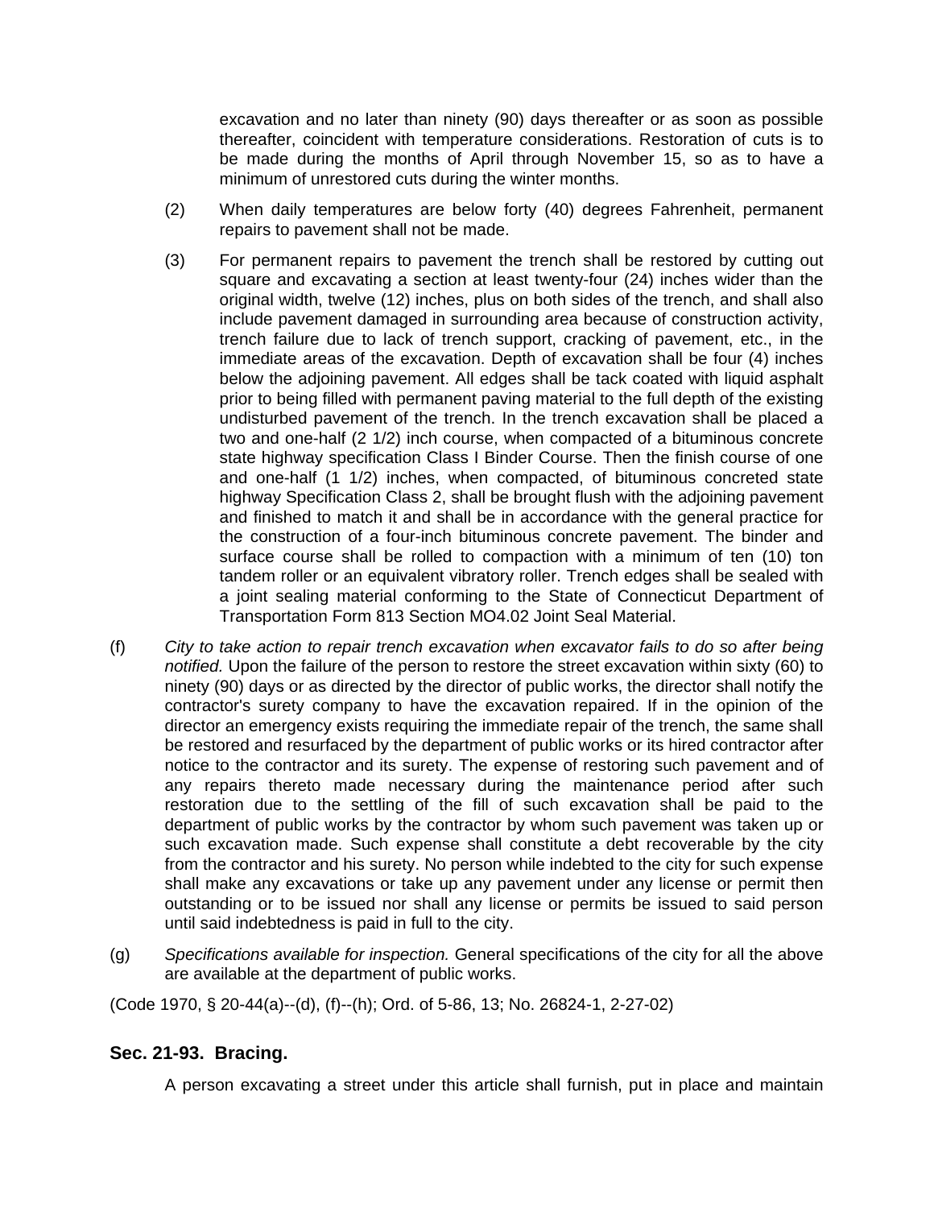excavation and no later than ninety (90) days thereafter or as soon as possible thereafter, coincident with temperature considerations. Restoration of cuts is to be made during the months of April through November 15, so as to have a minimum of unrestored cuts during the winter months.

(2) When daily temperatures are below forty (40) degrees Fahrenheit, permanent repairs to pavement shall not be made.

(3) For permanent repairs to pavement the trench shall be restored by cutting out square and excavating a section at least twenty-four (24) inches wider than the original width, twelve (12) inches, plus on both sides of the trench, and shall also include pavement damaged in surrounding area because of construction activity, trench failure due to lack of trench support, cracking of pavement, etc., in the immediate areas of the excavation. Depth of excavation shall be four (4) inches below the adjoining pavement. All edges shall be tack coated with liquid asphalt prior to being filled with permanent paving material to the full depth of the existing undisturbed pavement of the trench. In the trench excavation shall be placed a two and one-half (2 1/2) inch course, when compacted of a bituminous concrete state highway specification Class I Binder Course. Then the finish course of one and one-half (1 1/2) inches, when compacted, of bituminous concreted state highway Specification Class 2, shall be brought flush with the adjoining pavement and finished to match it and shall be in accordance with the general practice for the construction of a four-inch bituminous concrete pavement. The binder and surface course shall be rolled to compaction with a minimum of ten (10) ton tandem roller or an equivalent vibratory roller. Trench edges shall be sealed with a joint sealing material conforming to the State of Connecticut Department of Transportation Form 813 Section MO4.02 Joint Seal Material.

(f) *City to take action to repair trench excavation when excavator fails to do so after being notified.* Upon the failure of the person to restore the street excavation within sixty (60) to ninety (90) days or as directed by the director of public works, the director shall notify the contractor's surety company to have the excavation repaired. If in the opinion of the director an emergency exists requiring the immediate repair of the trench, the same shall be restored and resurfaced by the department of public works or its hired contractor after notice to the contractor and its surety. The expense of restoring such pavement and of any repairs thereto made necessary during the maintenance period after such restoration due to the settling of the fill of such excavation shall be paid to the department of public works by the contractor by whom such pavement was taken up or such excavation made. Such expense shall constitute a debt recoverable by the city from the contractor and his surety. No person while indebted to the city for such expense shall make any excavations or take up any pavement under any license or permit then outstanding or to be issued nor shall any license or permits be issued to said person until said indebtedness is paid in full to the city.

(g) *Specifications available for inspection.* General specifications of the city for all the above are available at the department of public works.

(Code 1970, § 20-44(a)--(d), (f)--(h); Ord. of 5-86, 13; No. 26824-1, 2-27-02)

### Sec. 21-93. Bracing.

A person excavating a street under this article shall furnish, put in place and maintain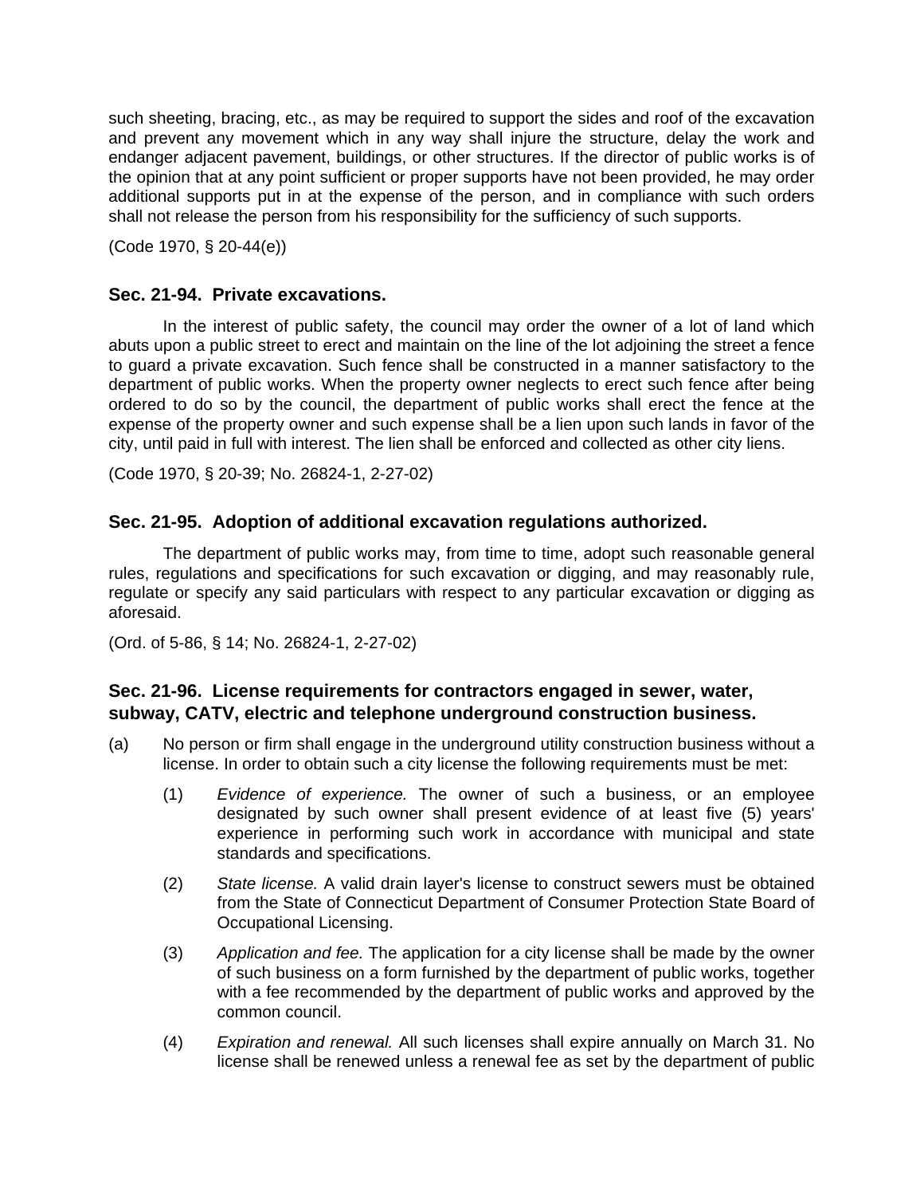such sheeting, bracing, etc., as may be required to support the sides and roof of the excavation and prevent any movement which in any way shall injure the structure, delay the work and endanger adjacent pavement, buildings, or other structures. If the director of public works is of the opinion that at any point sufficient or proper supports have not been provided, he may order additional supports put in at the expense of the person, and in compliance with such orders shall not release the person from his responsibility for the sufficiency of such supports.

(Code 1970, § 20-44(e))

### Sec. 21-94. Private excavations.

In the interest of public safety, the council may order the owner of a lot of land which abuts upon a public street to erect and maintain on the line of the lot adjoining the street a fence to guard a private excavation. Such fence shall be constructed in a manner satisfactory to the department of public works. When the property owner neglects to erect such fence after being ordered to do so by the council, the department of public works shall erect the fence at the expense of the property owner and such expense shall be a lien upon such lands in favor of the city, until paid in full with interest. The lien shall be enforced and collected as other city liens.

(Code 1970, § 20-39; No. 26824-1, 2-27-02)

### Sec. 21-95. Adoption of additional excavation regulations authorized.

The department of public works may, from time to time, adopt such reasonable general rules, regulations and specifications for such excavation or digging, and may reasonably rule, regulate or specify any said particulars with respect to any particular excavation or digging as aforesaid.

(Ord. of 5-86, § 14; No. 26824-1, 2-27-02)

### Sec. 21-96. License requirements for contractors engaged in sewer, water, subway, CATV, electric and telephone underground construction business.

(a) No person or firm shall engage in the underground utility construction business without a license. In order to obtain such a city license the following requirements must be met:

   (1) *Evidence of experience.* The owner of such a business, or an employee designated by such owner shall present evidence of at least five (5) years' experience in performing such work in accordance with municipal and state standards and specifications.

   (2) *State license.* A valid drain layer's license to construct sewers must be obtained from the State of Connecticut Department of Consumer Protection State Board of Occupational Licensing.

   (3) *Application and fee.* The application for a city license shall be made by the owner of such business on a form furnished by the department of public works, together with a fee recommended by the department of public works and approved by the common council.

   (4) *Expiration and renewal.* All such licenses shall expire annually on March 31. No license shall be renewed unless a renewal fee as set by the department of public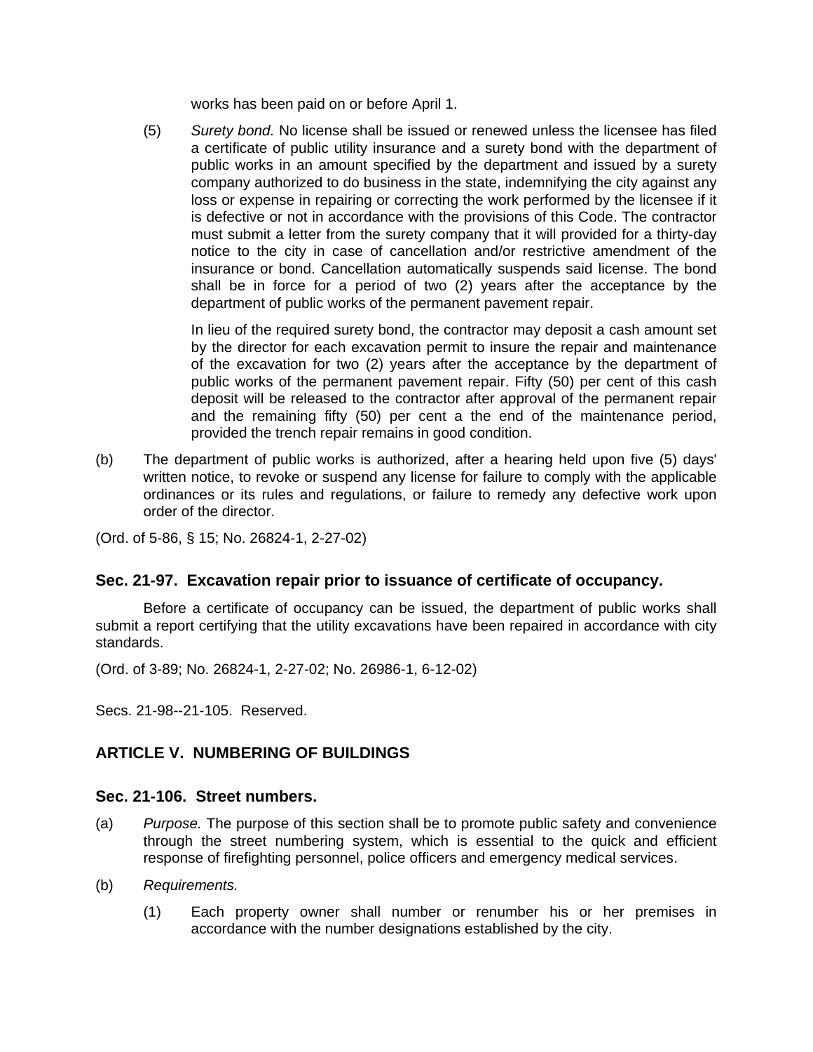works has been paid on or before April 1.

(5) *Surety bond.* No license shall be issued or renewed unless the licensee has filed a certificate of public utility insurance and a surety bond with the department of public works in an amount specified by the department and issued by a surety company authorized to do business in the state, indemnifying the city against any loss or expense in repairing or correcting the work performed by the licensee if it is defective or not in accordance with the provisions of this Code. The contractor must submit a letter from the surety company that it will provided for a thirty-day notice to the city in case of cancellation and/or restrictive amendment of the insurance or bond. Cancellation automatically suspends said license. The bond shall be in force for a period of two (2) years after the acceptance by the department of public works of the permanent pavement repair.

In lieu of the required surety bond, the contractor may deposit a cash amount set by the director for each excavation permit to insure the repair and maintenance of the excavation for two (2) years after the acceptance by the department of public works of the permanent pavement repair. Fifty (50) per cent of this cash deposit will be released to the contractor after approval of the permanent repair and the remaining fifty (50) per cent a the end of the maintenance period, provided the trench repair remains in good condition.

(b) The department of public works is authorized, after a hearing held upon five (5) days' written notice, to revoke or suspend any license for failure to comply with the applicable ordinances or its rules and regulations, or failure to remedy any defective work upon order of the director.

(Ord. of 5-86, § 15; No. 26824-1, 2-27-02)

### Sec. 21-97. Excavation repair prior to issuance of certificate of occupancy.

Before a certificate of occupancy can be issued, the department of public works shall submit a report certifying that the utility excavations have been repaired in accordance with city standards.

(Ord. of 3-89; No. 26824-1, 2-27-02; No. 26986-1, 6-12-02)

Secs. 21-98--21-105. Reserved.

## ARTICLE V. NUMBERING OF BUILDINGS

### Sec. 21-106. Street numbers.

(a) *Purpose.* The purpose of this section shall be to promote public safety and convenience through the street numbering system, which is essential to the quick and efficient response of firefighting personnel, police officers and emergency medical services.

(b) *Requirements.*

(1) Each property owner shall number or renumber his or her premises in accordance with the number designations established by the city.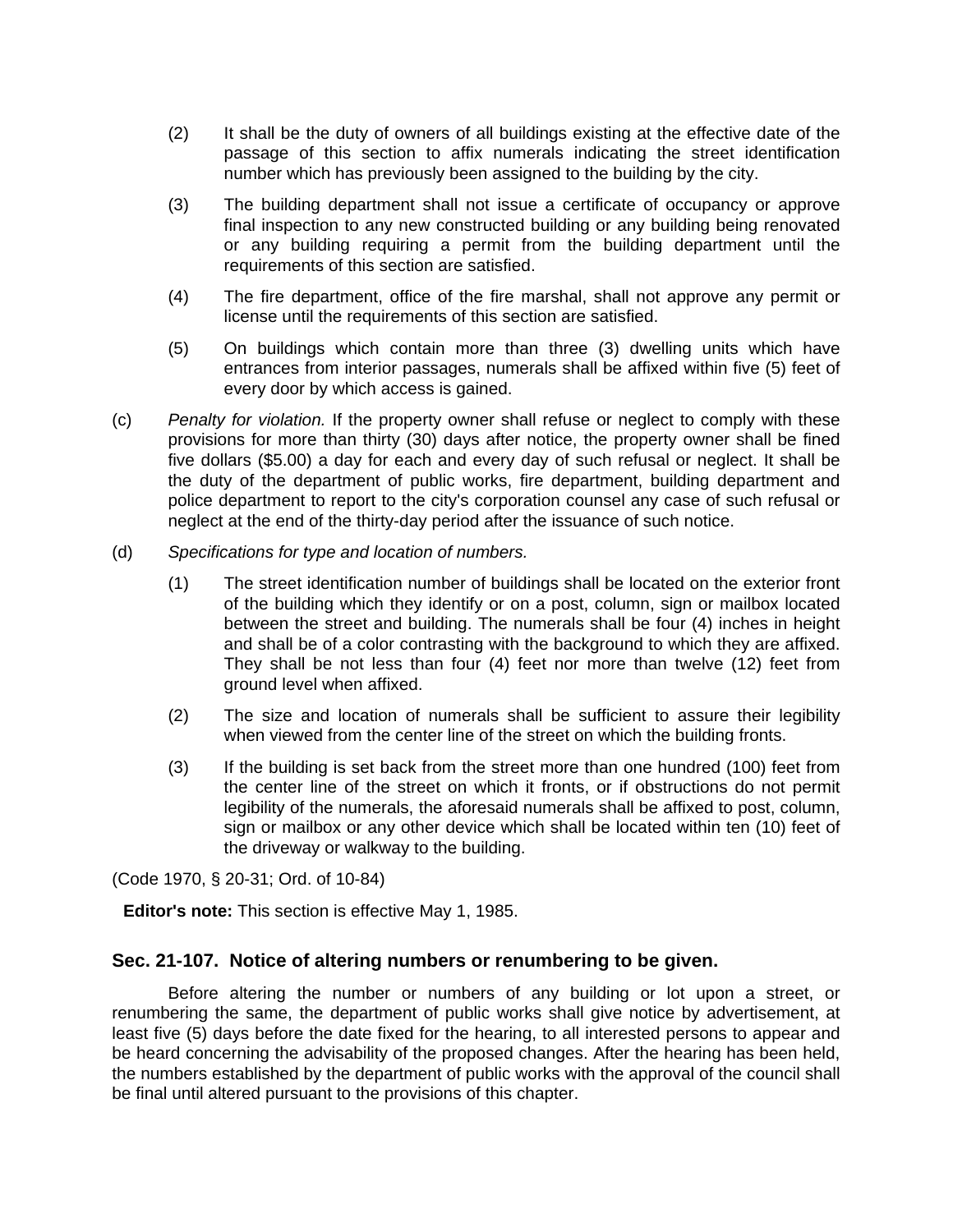(2) It shall be the duty of owners of all buildings existing at the effective date of the passage of this section to affix numerals indicating the street identification number which has previously been assigned to the building by the city.

(3) The building department shall not issue a certificate of occupancy or approve final inspection to any new constructed building or any building being renovated or any building requiring a permit from the building department until the requirements of this section are satisfied.

(4) The fire department, office of the fire marshal, shall not approve any permit or license until the requirements of this section are satisfied.

(5) On buildings which contain more than three (3) dwelling units which have entrances from interior passages, numerals shall be affixed within five (5) feet of every door by which access is gained.

(c) *Penalty for violation.* If the property owner shall refuse or neglect to comply with these provisions for more than thirty (30) days after notice, the property owner shall be fined five dollars ($5.00) a day for each and every day of such refusal or neglect. It shall be the duty of the department of public works, fire department, building department and police department to report to the city's corporation counsel any case of such refusal or neglect at the end of the thirty-day period after the issuance of such notice.

(d) *Specifications for type and location of numbers.*

(1) The street identification number of buildings shall be located on the exterior front of the building which they identify or on a post, column, sign or mailbox located between the street and building. The numerals shall be four (4) inches in height and shall be of a color contrasting with the background to which they are affixed. They shall be not less than four (4) feet nor more than twelve (12) feet from ground level when affixed.

(2) The size and location of numerals shall be sufficient to assure their legibility when viewed from the center line of the street on which the building fronts.

(3) If the building is set back from the street more than one hundred (100) feet from the center line of the street on which it fronts, or if obstructions do not permit legibility of the numerals, the aforesaid numerals shall be affixed to post, column, sign or mailbox or any other device which shall be located within ten (10) feet of the driveway or walkway to the building.

(Code 1970, § 20-31; Ord. of 10-84)

**Editor's note:** This section is effective May 1, 1985.

### Sec. 21-107. Notice of altering numbers or renumbering to be given.

Before altering the number or numbers of any building or lot upon a street, or renumbering the same, the department of public works shall give notice by advertisement, at least five (5) days before the date fixed for the hearing, to all interested persons to appear and be heard concerning the advisability of the proposed changes. After the hearing has been held, the numbers established by the department of public works with the approval of the council shall be final until altered pursuant to the provisions of this chapter.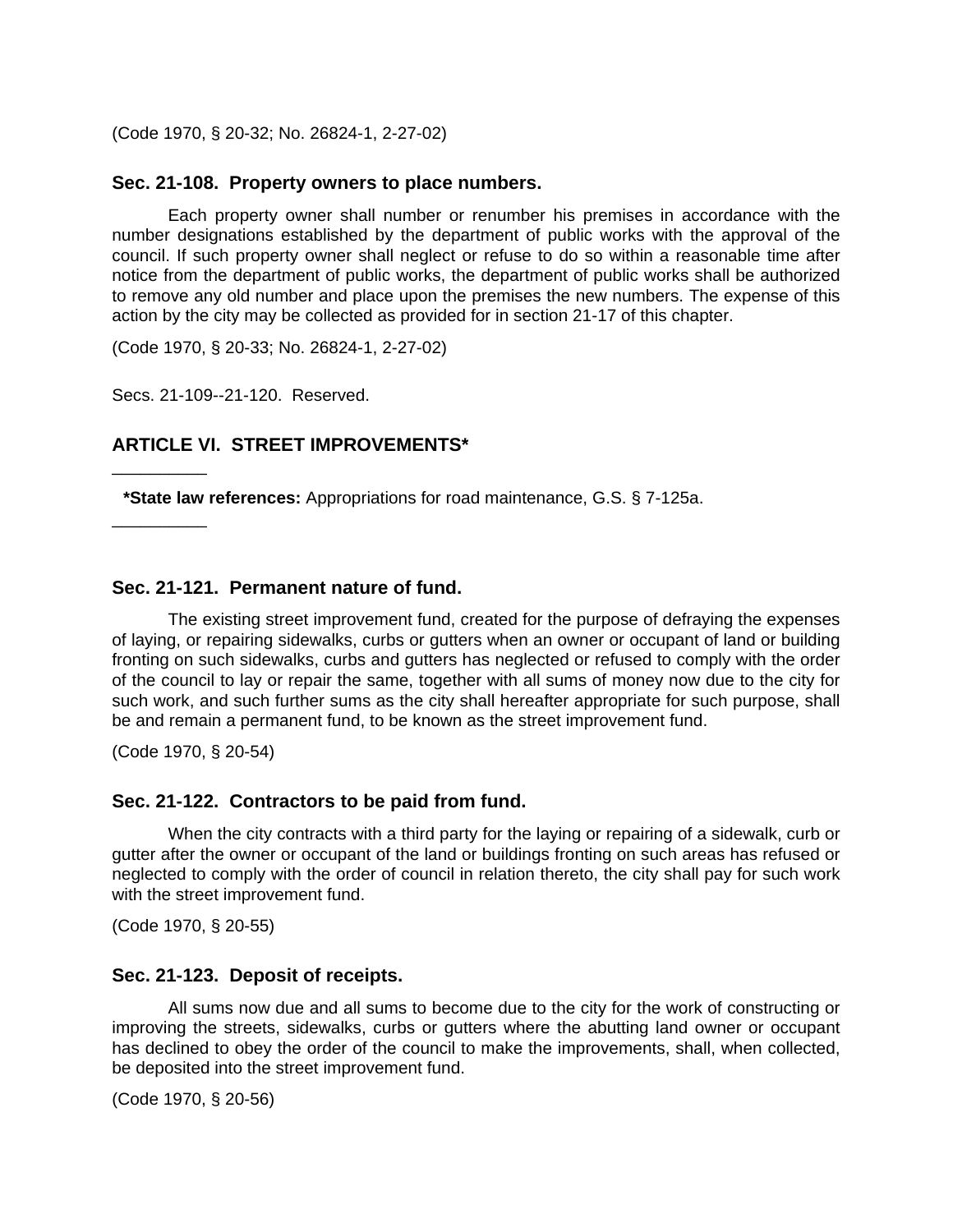(Code 1970, § 20-32; No. 26824-1, 2-27-02)

### Sec. 21-108. Property owners to place numbers.

Each property owner shall number or renumber his premises in accordance with the number designations established by the department of public works with the approval of the council. If such property owner shall neglect or refuse to do so within a reasonable time after notice from the department of public works, the department of public works shall be authorized to remove any old number and place upon the premises the new numbers. The expense of this action by the city may be collected as provided for in section 21-17 of this chapter.

(Code 1970, § 20-33; No. 26824-1, 2-27-02)

Secs. 21-109--21-120. Reserved.

## ARTICLE VI. STREET IMPROVEMENTS*

__________

**\*State law references:** Appropriations for road maintenance, G.S. § 7-125a.

__________

### Sec. 21-121. Permanent nature of fund.

The existing street improvement fund, created for the purpose of defraying the expenses of laying, or repairing sidewalks, curbs or gutters when an owner or occupant of land or building fronting on such sidewalks, curbs and gutters has neglected or refused to comply with the order of the council to lay or repair the same, together with all sums of money now due to the city for such work, and such further sums as the city shall hereafter appropriate for such purpose, shall be and remain a permanent fund, to be known as the street improvement fund.

(Code 1970, § 20-54)

### Sec. 21-122. Contractors to be paid from fund.

When the city contracts with a third party for the laying or repairing of a sidewalk, curb or gutter after the owner or occupant of the land or buildings fronting on such areas has refused or neglected to comply with the order of council in relation thereto, the city shall pay for such work with the street improvement fund.

(Code 1970, § 20-55)

### Sec. 21-123. Deposit of receipts.

All sums now due and all sums to become due to the city for the work of constructing or improving the streets, sidewalks, curbs or gutters where the abutting land owner or occupant has declined to obey the order of the council to make the improvements, shall, when collected, be deposited into the street improvement fund.

(Code 1970, § 20-56)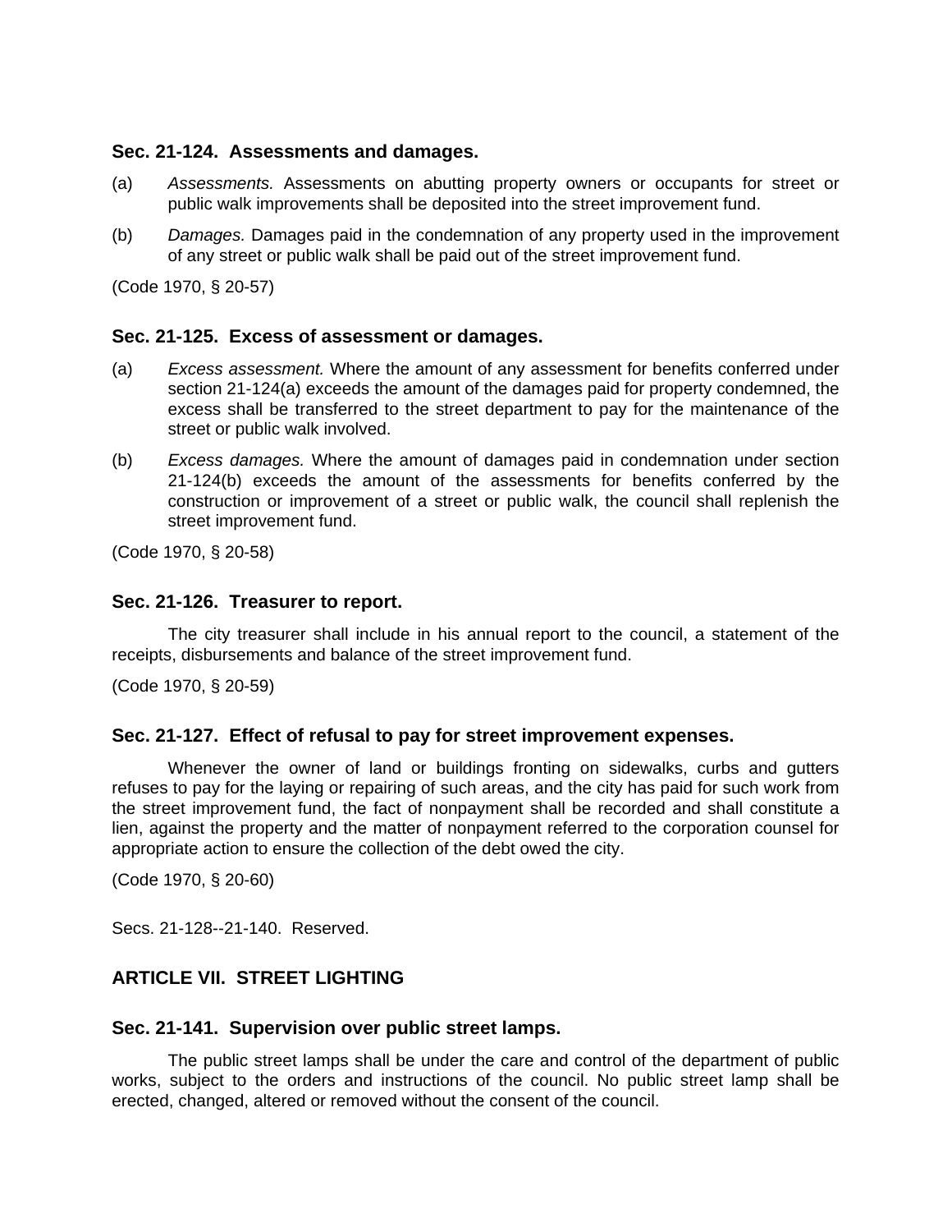### Sec. 21-124. Assessments and damages.

(a) *Assessments.* Assessments on abutting property owners or occupants for street or public walk improvements shall be deposited into the street improvement fund.

(b) *Damages.* Damages paid in the condemnation of any property used in the improvement of any street or public walk shall be paid out of the street improvement fund.

(Code 1970, § 20-57)

### Sec. 21-125. Excess of assessment or damages.

(a) *Excess assessment.* Where the amount of any assessment for benefits conferred under section 21-124(a) exceeds the amount of the damages paid for property condemned, the excess shall be transferred to the street department to pay for the maintenance of the street or public walk involved.

(b) *Excess damages.* Where the amount of damages paid in condemnation under section 21-124(b) exceeds the amount of the assessments for benefits conferred by the construction or improvement of a street or public walk, the council shall replenish the street improvement fund.

(Code 1970, § 20-58)

### Sec. 21-126. Treasurer to report.

The city treasurer shall include in his annual report to the council, a statement of the receipts, disbursements and balance of the street improvement fund.

(Code 1970, § 20-59)

### Sec. 21-127. Effect of refusal to pay for street improvement expenses.

Whenever the owner of land or buildings fronting on sidewalks, curbs and gutters refuses to pay for the laying or repairing of such areas, and the city has paid for such work from the street improvement fund, the fact of nonpayment shall be recorded and shall constitute a lien, against the property and the matter of nonpayment referred to the corporation counsel for appropriate action to ensure the collection of the debt owed the city.

(Code 1970, § 20-60)

Secs. 21-128--21-140. Reserved.

## ARTICLE VII. STREET LIGHTING

### Sec. 21-141. Supervision over public street lamps.

The public street lamps shall be under the care and control of the department of public works, subject to the orders and instructions of the council. No public street lamp shall be erected, changed, altered or removed without the consent of the council.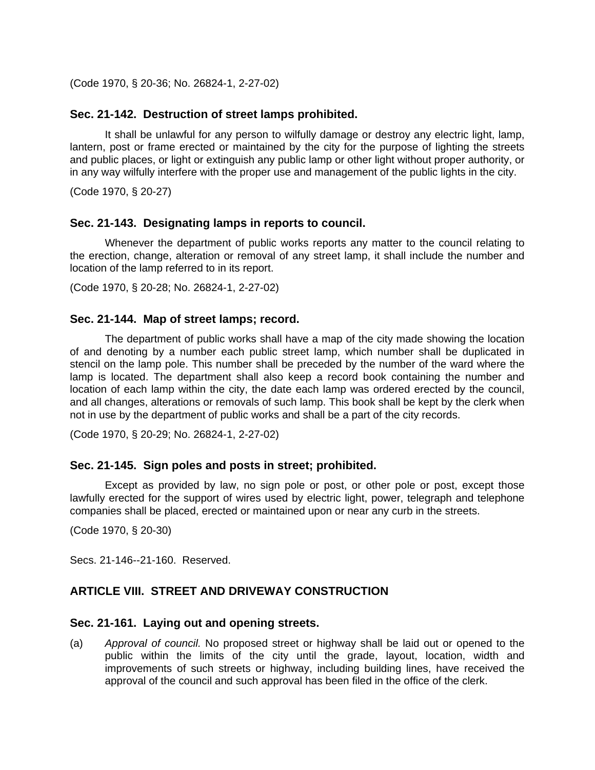(Code 1970, § 20-36; No. 26824-1, 2-27-02)

### Sec. 21-142. Destruction of street lamps prohibited.

It shall be unlawful for any person to wilfully damage or destroy any electric light, lamp, lantern, post or frame erected or maintained by the city for the purpose of lighting the streets and public places, or light or extinguish any public lamp or other light without proper authority, or in any way wilfully interfere with the proper use and management of the public lights in the city.

(Code 1970, § 20-27)

### Sec. 21-143. Designating lamps in reports to council.

Whenever the department of public works reports any matter to the council relating to the erection, change, alteration or removal of any street lamp, it shall include the number and location of the lamp referred to in its report.

(Code 1970, § 20-28; No. 26824-1, 2-27-02)

### Sec. 21-144. Map of street lamps; record.

The department of public works shall have a map of the city made showing the location of and denoting by a number each public street lamp, which number shall be duplicated in stencil on the lamp pole. This number shall be preceded by the number of the ward where the lamp is located. The department shall also keep a record book containing the number and location of each lamp within the city, the date each lamp was ordered erected by the council, and all changes, alterations or removals of such lamp. This book shall be kept by the clerk when not in use by the department of public works and shall be a part of the city records.

(Code 1970, § 20-29; No. 26824-1, 2-27-02)

### Sec. 21-145. Sign poles and posts in street; prohibited.

Except as provided by law, no sign pole or post, or other pole or post, except those lawfully erected for the support of wires used by electric light, power, telegraph and telephone companies shall be placed, erected or maintained upon or near any curb in the streets.

(Code 1970, § 20-30)

Secs. 21-146--21-160. Reserved.

## ARTICLE VIII. STREET AND DRIVEWAY CONSTRUCTION

### Sec. 21-161. Laying out and opening streets.

(a) *Approval of council.* No proposed street or highway shall be laid out or opened to the public within the limits of the city until the grade, layout, location, width and improvements of such streets or highway, including building lines, have received the approval of the council and such approval has been filed in the office of the clerk.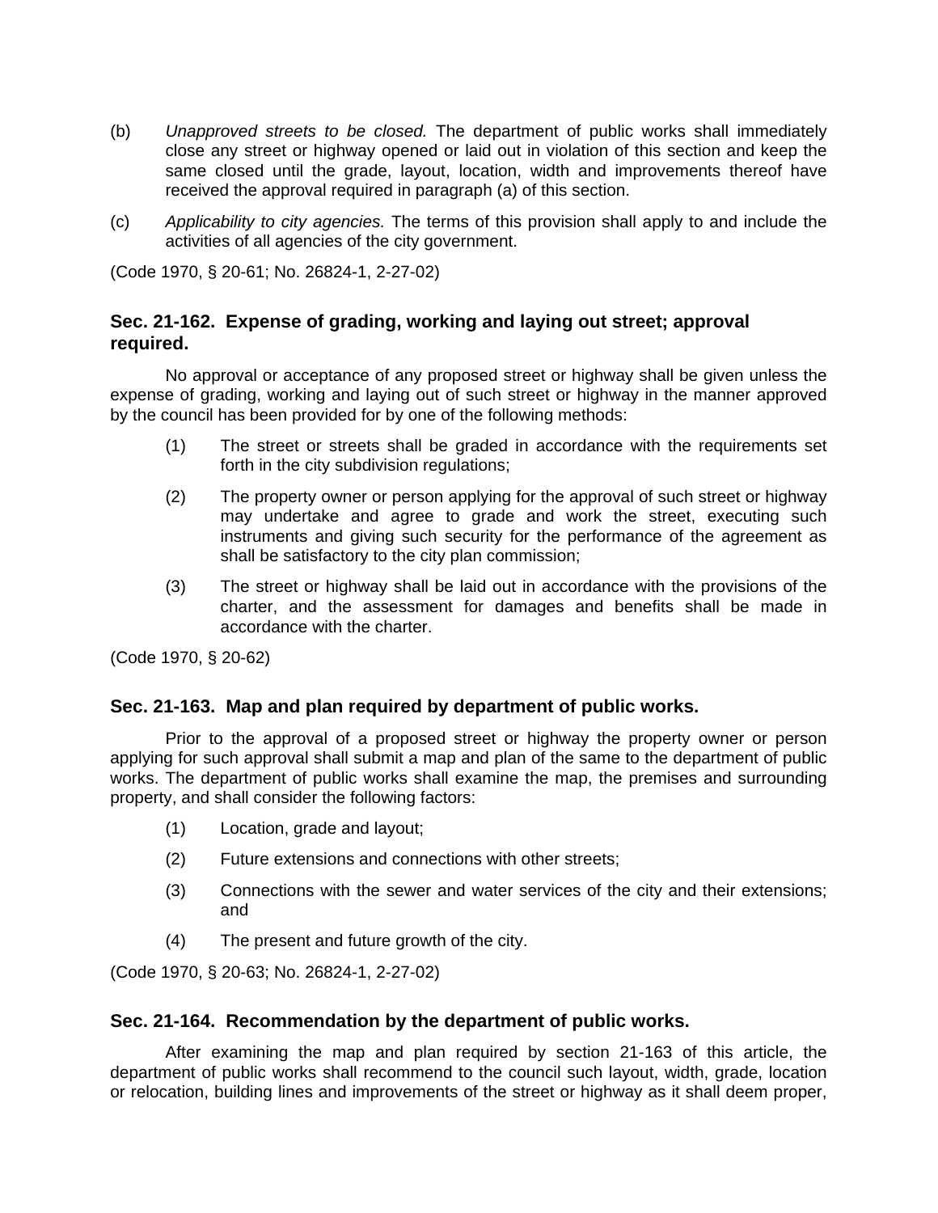(b) *Unapproved streets to be closed.* The department of public works shall immediately close any street or highway opened or laid out in violation of this section and keep the same closed until the grade, layout, location, width and improvements thereof have received the approval required in paragraph (a) of this section.

(c) *Applicability to city agencies.* The terms of this provision shall apply to and include the activities of all agencies of the city government.

(Code 1970, § 20-61; No. 26824-1, 2-27-02)

### Sec. 21-162. Expense of grading, working and laying out street; approval required.

No approval or acceptance of any proposed street or highway shall be given unless the expense of grading, working and laying out of such street or highway in the manner approved by the council has been provided for by one of the following methods:

(1) The street or streets shall be graded in accordance with the requirements set forth in the city subdivision regulations;

(2) The property owner or person applying for the approval of such street or highway may undertake and agree to grade and work the street, executing such instruments and giving such security for the performance of the agreement as shall be satisfactory to the city plan commission;

(3) The street or highway shall be laid out in accordance with the provisions of the charter, and the assessment for damages and benefits shall be made in accordance with the charter.

(Code 1970, § 20-62)

### Sec. 21-163. Map and plan required by department of public works.

Prior to the approval of a proposed street or highway the property owner or person applying for such approval shall submit a map and plan of the same to the department of public works. The department of public works shall examine the map, the premises and surrounding property, and shall consider the following factors:

(1) Location, grade and layout;

(2) Future extensions and connections with other streets;

(3) Connections with the sewer and water services of the city and their extensions; and

(4) The present and future growth of the city.

(Code 1970, § 20-63; No. 26824-1, 2-27-02)

### Sec. 21-164. Recommendation by the department of public works.

After examining the map and plan required by section 21-163 of this article, the department of public works shall recommend to the council such layout, width, grade, location or relocation, building lines and improvements of the street or highway as it shall deem proper,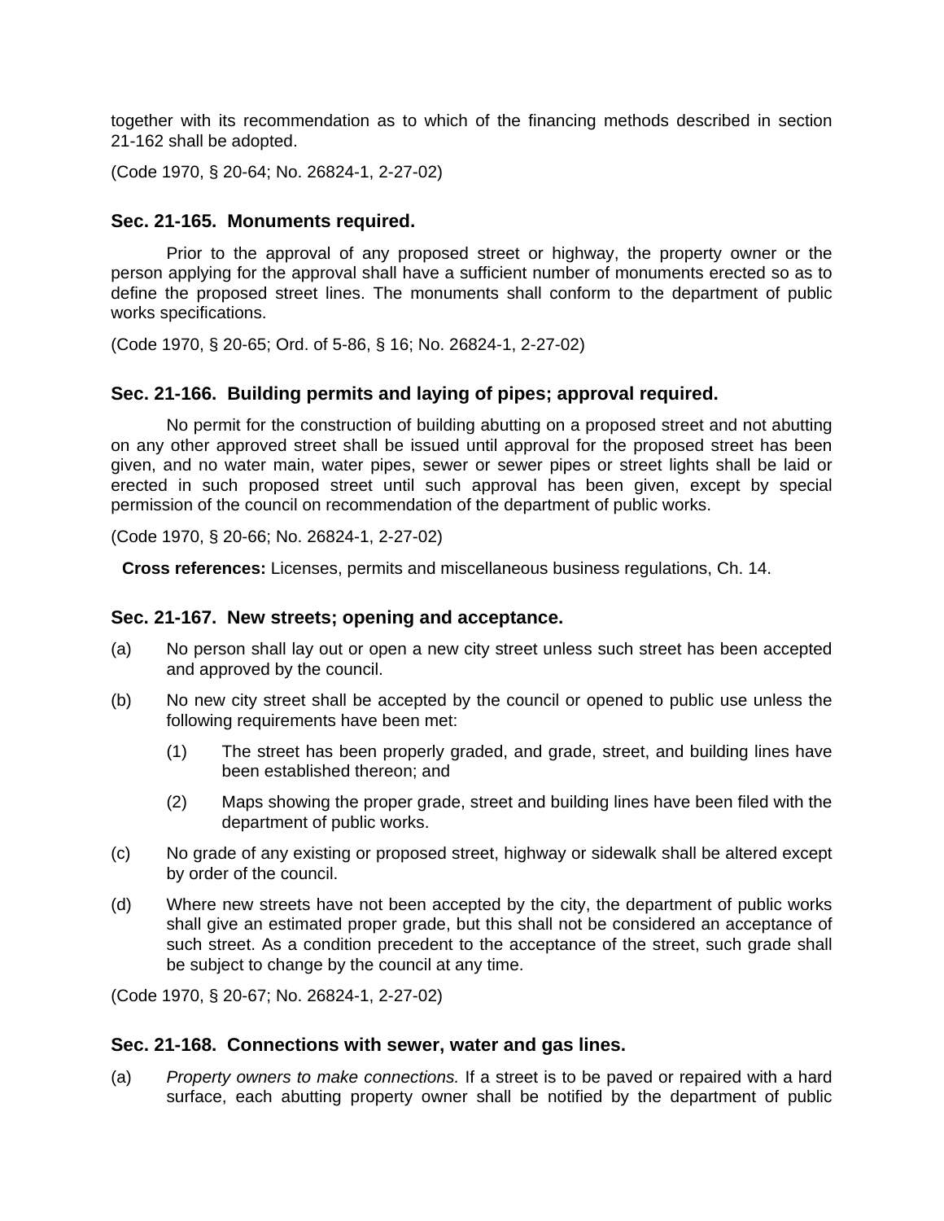together with its recommendation as to which of the financing methods described in section 21-162 shall be adopted.

(Code 1970, § 20-64; No. 26824-1, 2-27-02)

### Sec. 21-165. Monuments required.

Prior to the approval of any proposed street or highway, the property owner or the person applying for the approval shall have a sufficient number of monuments erected so as to define the proposed street lines. The monuments shall conform to the department of public works specifications.

(Code 1970, § 20-65; Ord. of 5-86, § 16; No. 26824-1, 2-27-02)

### Sec. 21-166. Building permits and laying of pipes; approval required.

No permit for the construction of building abutting on a proposed street and not abutting on any other approved street shall be issued until approval for the proposed street has been given, and no water main, water pipes, sewer or sewer pipes or street lights shall be laid or erected in such proposed street until such approval has been given, except by special permission of the council on recommendation of the department of public works.

(Code 1970, § 20-66; No. 26824-1, 2-27-02)

**Cross references:** Licenses, permits and miscellaneous business regulations, Ch. 14.

### Sec. 21-167. New streets; opening and acceptance.

(a) No person shall lay out or open a new city street unless such street has been accepted and approved by the council.

(b) No new city street shall be accepted by the council or opened to public use unless the following requirements have been met:

  (1) The street has been properly graded, and grade, street, and building lines have been established thereon; and

  (2) Maps showing the proper grade, street and building lines have been filed with the department of public works.

(c) No grade of any existing or proposed street, highway or sidewalk shall be altered except by order of the council.

(d) Where new streets have not been accepted by the city, the department of public works shall give an estimated proper grade, but this shall not be considered an acceptance of such street. As a condition precedent to the acceptance of the street, such grade shall be subject to change by the council at any time.

(Code 1970, § 20-67; No. 26824-1, 2-27-02)

### Sec. 21-168. Connections with sewer, water and gas lines.

(a) *Property owners to make connections.* If a street is to be paved or repaired with a hard surface, each abutting property owner shall be notified by the department of public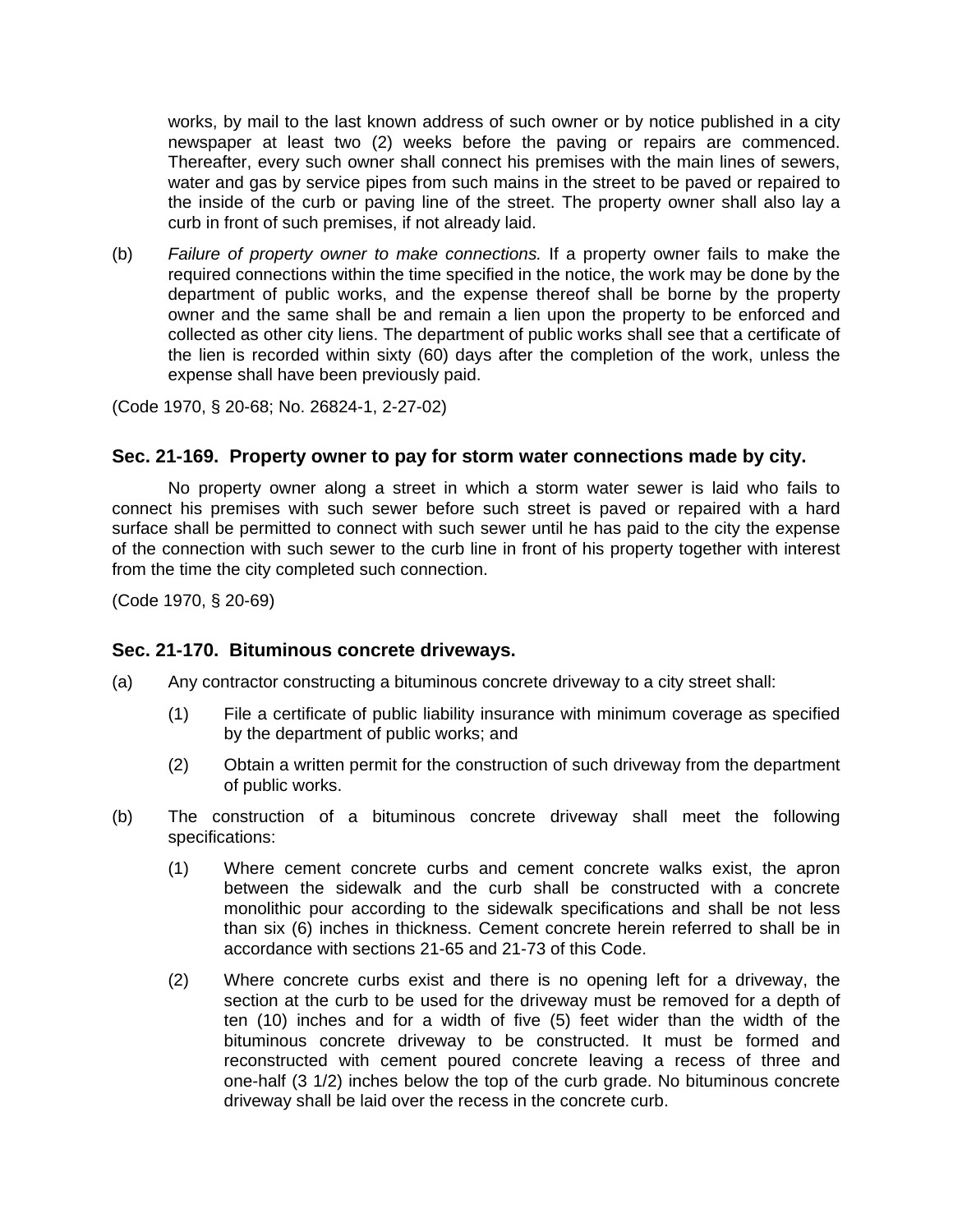works, by mail to the last known address of such owner or by notice published in a city newspaper at least two (2) weeks before the paving or repairs are commenced. Thereafter, every such owner shall connect his premises with the main lines of sewers, water and gas by service pipes from such mains in the street to be paved or repaired to the inside of the curb or paving line of the street. The property owner shall also lay a curb in front of such premises, if not already laid.

(b) *Failure of property owner to make connections.* If a property owner fails to make the required connections within the time specified in the notice, the work may be done by the department of public works, and the expense thereof shall be borne by the property owner and the same shall be and remain a lien upon the property to be enforced and collected as other city liens. The department of public works shall see that a certificate of the lien is recorded within sixty (60) days after the completion of the work, unless the expense shall have been previously paid.

(Code 1970, § 20-68; No. 26824-1, 2-27-02)

### Sec. 21-169. Property owner to pay for storm water connections made by city.

No property owner along a street in which a storm water sewer is laid who fails to connect his premises with such sewer before such street is paved or repaired with a hard surface shall be permitted to connect with such sewer until he has paid to the city the expense of the connection with such sewer to the curb line in front of his property together with interest from the time the city completed such connection.

(Code 1970, § 20-69)

### Sec. 21-170. Bituminous concrete driveways.

(a) Any contractor constructing a bituminous concrete driveway to a city street shall:

  (1) File a certificate of public liability insurance with minimum coverage as specified by the department of public works; and

  (2) Obtain a written permit for the construction of such driveway from the department of public works.

(b) The construction of a bituminous concrete driveway shall meet the following specifications:

  (1) Where cement concrete curbs and cement concrete walks exist, the apron between the sidewalk and the curb shall be constructed with a concrete monolithic pour according to the sidewalk specifications and shall be not less than six (6) inches in thickness. Cement concrete herein referred to shall be in accordance with sections 21-65 and 21-73 of this Code.

  (2) Where concrete curbs exist and there is no opening left for a driveway, the section at the curb to be used for the driveway must be removed for a depth of ten (10) inches and for a width of five (5) feet wider than the width of the bituminous concrete driveway to be constructed. It must be formed and reconstructed with cement poured concrete leaving a recess of three and one-half (3 1/2) inches below the top of the curb grade. No bituminous concrete driveway shall be laid over the recess in the concrete curb.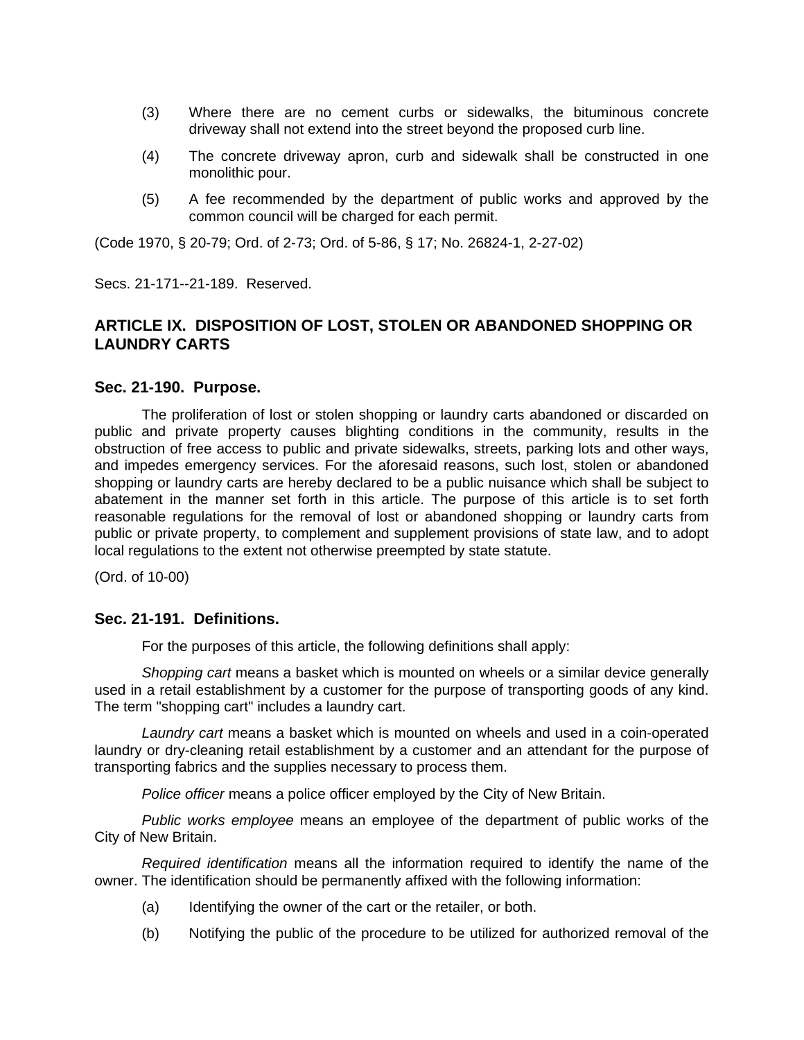(3) Where there are no cement curbs or sidewalks, the bituminous concrete driveway shall not extend into the street beyond the proposed curb line.

(4) The concrete driveway apron, curb and sidewalk shall be constructed in one monolithic pour.

(5) A fee recommended by the department of public works and approved by the common council will be charged for each permit.

(Code 1970, § 20-79; Ord. of 2-73; Ord. of 5-86, § 17; No. 26824-1, 2-27-02)

Secs. 21-171--21-189. Reserved.

## ARTICLE IX. DISPOSITION OF LOST, STOLEN OR ABANDONED SHOPPING OR LAUNDRY CARTS

### Sec. 21-190. Purpose.

The proliferation of lost or stolen shopping or laundry carts abandoned or discarded on public and private property causes blighting conditions in the community, results in the obstruction of free access to public and private sidewalks, streets, parking lots and other ways, and impedes emergency services. For the aforesaid reasons, such lost, stolen or abandoned shopping or laundry carts are hereby declared to be a public nuisance which shall be subject to abatement in the manner set forth in this article. The purpose of this article is to set forth reasonable regulations for the removal of lost or abandoned shopping or laundry carts from public or private property, to complement and supplement provisions of state law, and to adopt local regulations to the extent not otherwise preempted by state statute.

(Ord. of 10-00)

### Sec. 21-191. Definitions.

For the purposes of this article, the following definitions shall apply:

*Shopping cart* means a basket which is mounted on wheels or a similar device generally used in a retail establishment by a customer for the purpose of transporting goods of any kind. The term "shopping cart" includes a laundry cart.

*Laundry cart* means a basket which is mounted on wheels and used in a coin-operated laundry or dry-cleaning retail establishment by a customer and an attendant for the purpose of transporting fabrics and the supplies necessary to process them.

*Police officer* means a police officer employed by the City of New Britain.

*Public works employee* means an employee of the department of public works of the City of New Britain.

*Required identification* means all the information required to identify the name of the owner. The identification should be permanently affixed with the following information:

(a) Identifying the owner of the cart or the retailer, or both.

(b) Notifying the public of the procedure to be utilized for authorized removal of the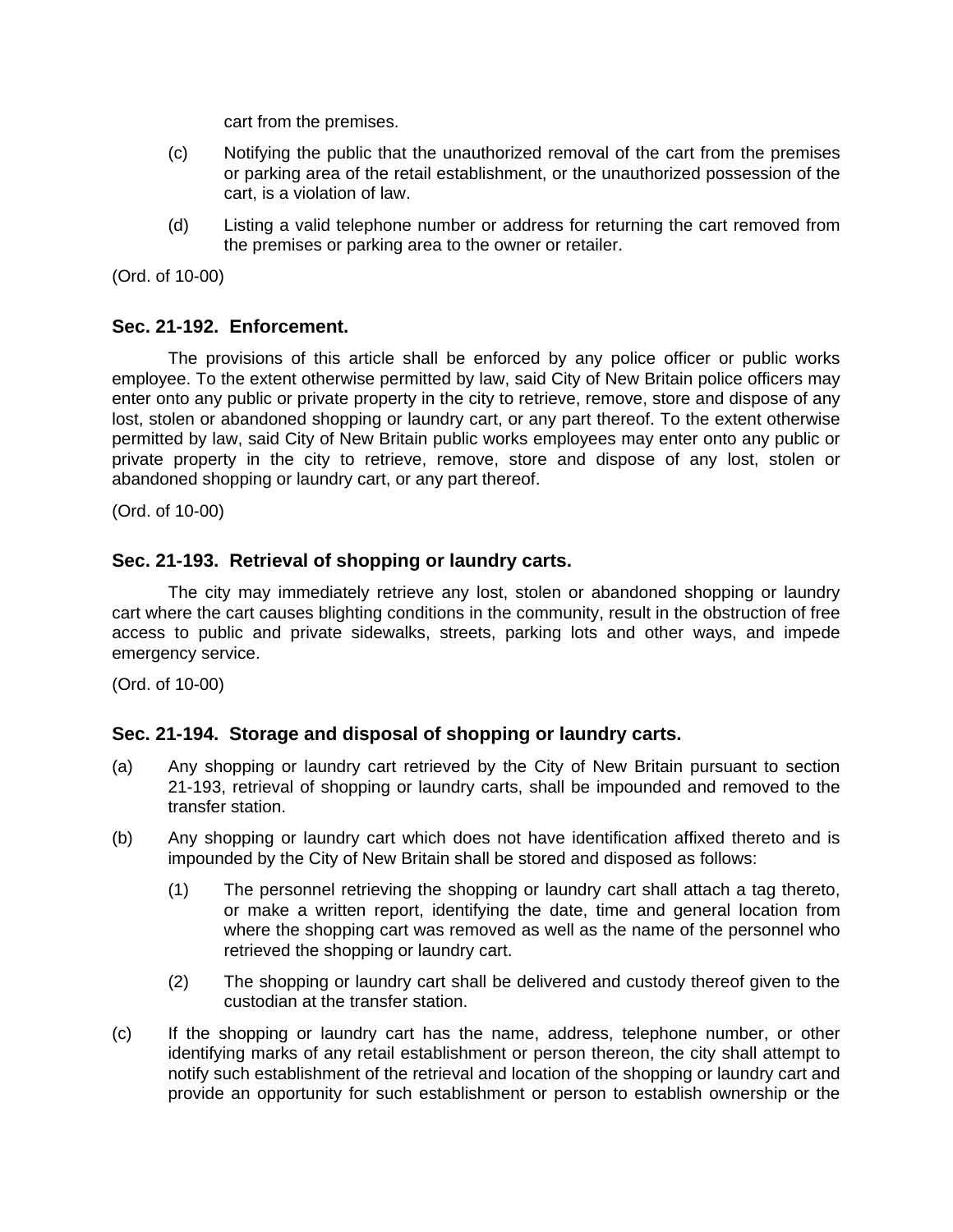cart from the premises.

(c) Notifying the public that the unauthorized removal of the cart from the premises or parking area of the retail establishment, or the unauthorized possession of the cart, is a violation of law.

(d) Listing a valid telephone number or address for returning the cart removed from the premises or parking area to the owner or retailer.

(Ord. of 10-00)

### Sec. 21-192. Enforcement.

The provisions of this article shall be enforced by any police officer or public works employee. To the extent otherwise permitted by law, said City of New Britain police officers may enter onto any public or private property in the city to retrieve, remove, store and dispose of any lost, stolen or abandoned shopping or laundry cart, or any part thereof. To the extent otherwise permitted by law, said City of New Britain public works employees may enter onto any public or private property in the city to retrieve, remove, store and dispose of any lost, stolen or abandoned shopping or laundry cart, or any part thereof.

(Ord. of 10-00)

### Sec. 21-193. Retrieval of shopping or laundry carts.

The city may immediately retrieve any lost, stolen or abandoned shopping or laundry cart where the cart causes blighting conditions in the community, result in the obstruction of free access to public and private sidewalks, streets, parking lots and other ways, and impede emergency service.

(Ord. of 10-00)

### Sec. 21-194. Storage and disposal of shopping or laundry carts.

(a) Any shopping or laundry cart retrieved by the City of New Britain pursuant to section 21-193, retrieval of shopping or laundry carts, shall be impounded and removed to the transfer station.

(b) Any shopping or laundry cart which does not have identification affixed thereto and is impounded by the City of New Britain shall be stored and disposed as follows:

(1) The personnel retrieving the shopping or laundry cart shall attach a tag thereto, or make a written report, identifying the date, time and general location from where the shopping cart was removed as well as the name of the personnel who retrieved the shopping or laundry cart.

(2) The shopping or laundry cart shall be delivered and custody thereof given to the custodian at the transfer station.

(c) If the shopping or laundry cart has the name, address, telephone number, or other identifying marks of any retail establishment or person thereon, the city shall attempt to notify such establishment of the retrieval and location of the shopping or laundry cart and provide an opportunity for such establishment or person to establish ownership or the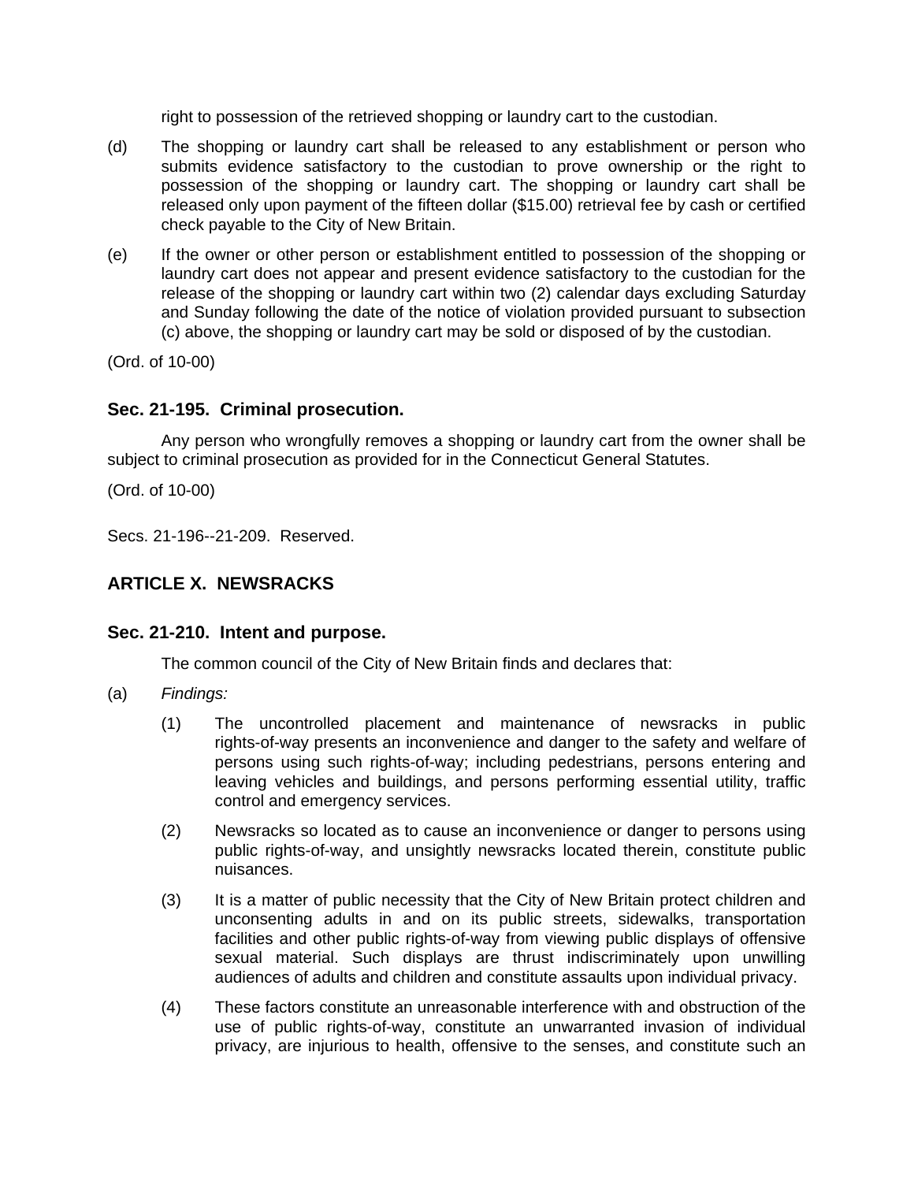right to possession of the retrieved shopping or laundry cart to the custodian.

(d) The shopping or laundry cart shall be released to any establishment or person who submits evidence satisfactory to the custodian to prove ownership or the right to possession of the shopping or laundry cart. The shopping or laundry cart shall be released only upon payment of the fifteen dollar ($15.00) retrieval fee by cash or certified check payable to the City of New Britain.

(e) If the owner or other person or establishment entitled to possession of the shopping or laundry cart does not appear and present evidence satisfactory to the custodian for the release of the shopping or laundry cart within two (2) calendar days excluding Saturday and Sunday following the date of the notice of violation provided pursuant to subsection (c) above, the shopping or laundry cart may be sold or disposed of by the custodian.

(Ord. of 10-00)

### Sec. 21-195. Criminal prosecution.

Any person who wrongfully removes a shopping or laundry cart from the owner shall be subject to criminal prosecution as provided for in the Connecticut General Statutes.

(Ord. of 10-00)

Secs. 21-196--21-209. Reserved.

## ARTICLE X. NEWSRACKS

### Sec. 21-210. Intent and purpose.

The common council of the City of New Britain finds and declares that:

(a) *Findings:*

(1) The uncontrolled placement and maintenance of newsracks in public rights-of-way presents an inconvenience and danger to the safety and welfare of persons using such rights-of-way; including pedestrians, persons entering and leaving vehicles and buildings, and persons performing essential utility, traffic control and emergency services.

(2) Newsracks so located as to cause an inconvenience or danger to persons using public rights-of-way, and unsightly newsracks located therein, constitute public nuisances.

(3) It is a matter of public necessity that the City of New Britain protect children and unconsenting adults in and on its public streets, sidewalks, transportation facilities and other public rights-of-way from viewing public displays of offensive sexual material. Such displays are thrust indiscriminately upon unwilling audiences of adults and children and constitute assaults upon individual privacy.

(4) These factors constitute an unreasonable interference with and obstruction of the use of public rights-of-way, constitute an unwarranted invasion of individual privacy, are injurious to health, offensive to the senses, and constitute such an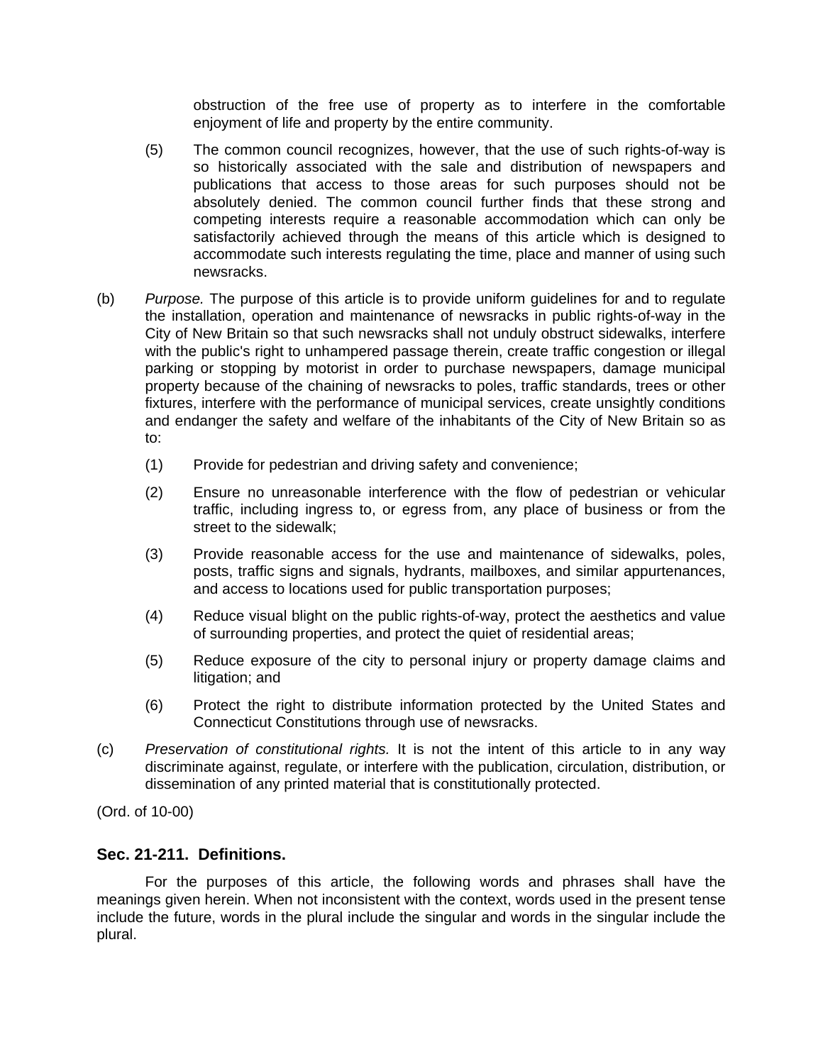obstruction of the free use of property as to interfere in the comfortable enjoyment of life and property by the entire community.

(5) The common council recognizes, however, that the use of such rights-of-way is so historically associated with the sale and distribution of newspapers and publications that access to those areas for such purposes should not be absolutely denied. The common council further finds that these strong and competing interests require a reasonable accommodation which can only be satisfactorily achieved through the means of this article which is designed to accommodate such interests regulating the time, place and manner of using such newsracks.

(b) *Purpose.* The purpose of this article is to provide uniform guidelines for and to regulate the installation, operation and maintenance of newsracks in public rights-of-way in the City of New Britain so that such newsracks shall not unduly obstruct sidewalks, interfere with the public's right to unhampered passage therein, create traffic congestion or illegal parking or stopping by motorist in order to purchase newspapers, damage municipal property because of the chaining of newsracks to poles, traffic standards, trees or other fixtures, interfere with the performance of municipal services, create unsightly conditions and endanger the safety and welfare of the inhabitants of the City of New Britain so as to:

(1) Provide for pedestrian and driving safety and convenience;

(2) Ensure no unreasonable interference with the flow of pedestrian or vehicular traffic, including ingress to, or egress from, any place of business or from the street to the sidewalk;

(3) Provide reasonable access for the use and maintenance of sidewalks, poles, posts, traffic signs and signals, hydrants, mailboxes, and similar appurtenances, and access to locations used for public transportation purposes;

(4) Reduce visual blight on the public rights-of-way, protect the aesthetics and value of surrounding properties, and protect the quiet of residential areas;

(5) Reduce exposure of the city to personal injury or property damage claims and litigation; and

(6) Protect the right to distribute information protected by the United States and Connecticut Constitutions through use of newsracks.

(c) *Preservation of constitutional rights.* It is not the intent of this article to in any way discriminate against, regulate, or interfere with the publication, circulation, distribution, or dissemination of any printed material that is constitutionally protected.

(Ord. of 10-00)

### Sec. 21-211. Definitions.

For the purposes of this article, the following words and phrases shall have the meanings given herein. When not inconsistent with the context, words used in the present tense include the future, words in the plural include the singular and words in the singular include the plural.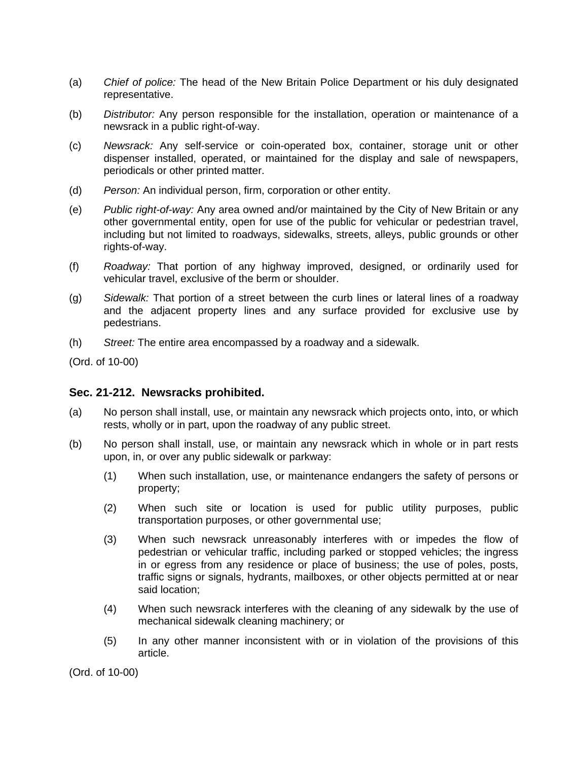(a) *Chief of police:* The head of the New Britain Police Department or his duly designated representative.

(b) *Distributor:* Any person responsible for the installation, operation or maintenance of a newsrack in a public right-of-way.

(c) *Newsrack:* Any self-service or coin-operated box, container, storage unit or other dispenser installed, operated, or maintained for the display and sale of newspapers, periodicals or other printed matter.

(d) *Person:* An individual person, firm, corporation or other entity.

(e) *Public right-of-way:* Any area owned and/or maintained by the City of New Britain or any other governmental entity, open for use of the public for vehicular or pedestrian travel, including but not limited to roadways, sidewalks, streets, alleys, public grounds or other rights-of-way.

(f) *Roadway:* That portion of any highway improved, designed, or ordinarily used for vehicular travel, exclusive of the berm or shoulder.

(g) *Sidewalk:* That portion of a street between the curb lines or lateral lines of a roadway and the adjacent property lines and any surface provided for exclusive use by pedestrians.

(h) *Street:* The entire area encompassed by a roadway and a sidewalk.

(Ord. of 10-00)

### Sec. 21-212. Newsracks prohibited.

(a) No person shall install, use, or maintain any newsrack which projects onto, into, or which rests, wholly or in part, upon the roadway of any public street.

(b) No person shall install, use, or maintain any newsrack which in whole or in part rests upon, in, or over any public sidewalk or parkway:

   (1) When such installation, use, or maintenance endangers the safety of persons or property;

   (2) When such site or location is used for public utility purposes, public transportation purposes, or other governmental use;

   (3) When such newsrack unreasonably interferes with or impedes the flow of pedestrian or vehicular traffic, including parked or stopped vehicles; the ingress in or egress from any residence or place of business; the use of poles, posts, traffic signs or signals, hydrants, mailboxes, or other objects permitted at or near said location;

   (4) When such newsrack interferes with the cleaning of any sidewalk by the use of mechanical sidewalk cleaning machinery; or

   (5) In any other manner inconsistent with or in violation of the provisions of this article.

(Ord. of 10-00)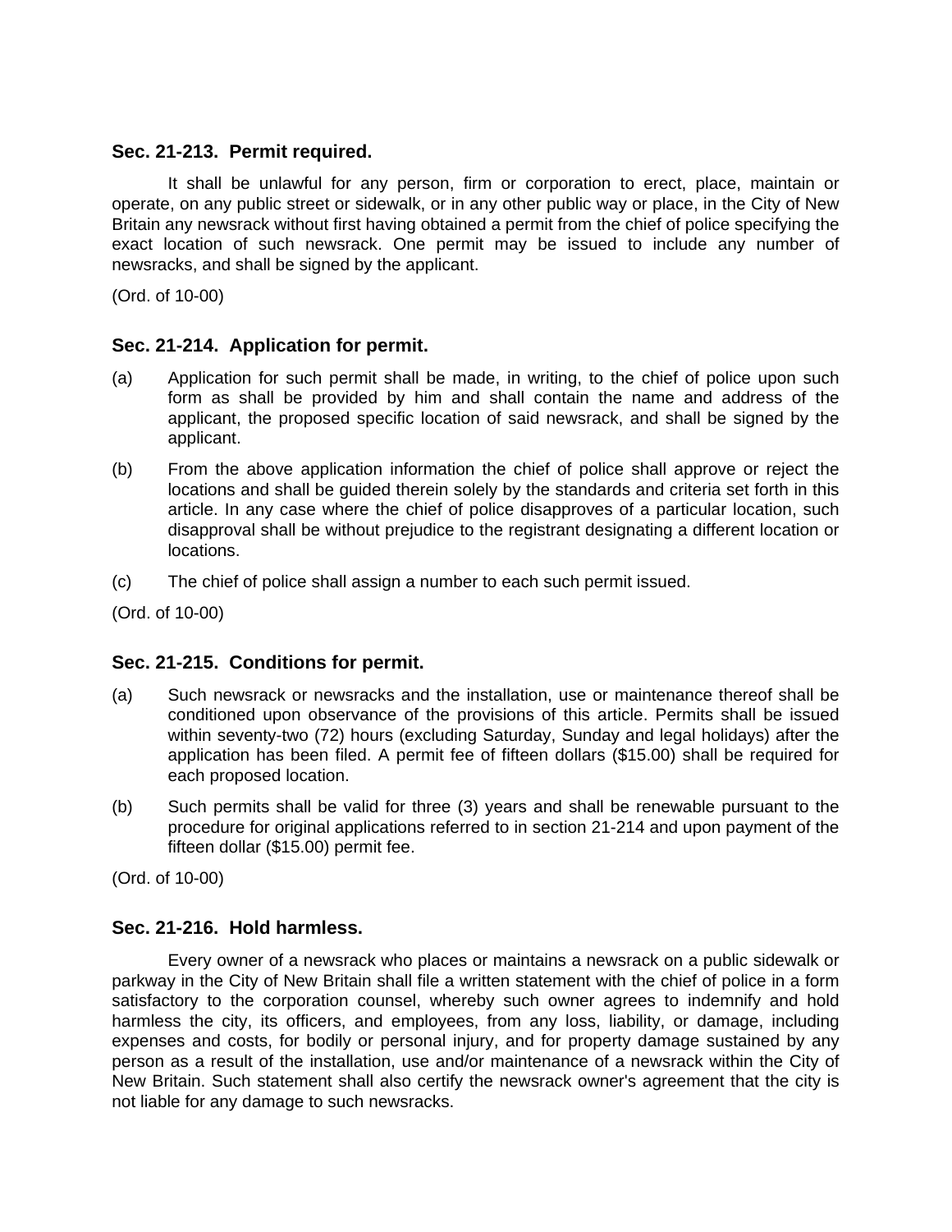### Sec. 21-213. Permit required.

It shall be unlawful for any person, firm or corporation to erect, place, maintain or operate, on any public street or sidewalk, or in any other public way or place, in the City of New Britain any newsrack without first having obtained a permit from the chief of police specifying the exact location of such newsrack. One permit may be issued to include any number of newsracks, and shall be signed by the applicant.

(Ord. of 10-00)

### Sec. 21-214. Application for permit.

(a) Application for such permit shall be made, in writing, to the chief of police upon such form as shall be provided by him and shall contain the name and address of the applicant, the proposed specific location of said newsrack, and shall be signed by the applicant.

(b) From the above application information the chief of police shall approve or reject the locations and shall be guided therein solely by the standards and criteria set forth in this article. In any case where the chief of police disapproves of a particular location, such disapproval shall be without prejudice to the registrant designating a different location or locations.

(c) The chief of police shall assign a number to each such permit issued.

(Ord. of 10-00)

### Sec. 21-215. Conditions for permit.

(a) Such newsrack or newsracks and the installation, use or maintenance thereof shall be conditioned upon observance of the provisions of this article. Permits shall be issued within seventy-two (72) hours (excluding Saturday, Sunday and legal holidays) after the application has been filed. A permit fee of fifteen dollars ($15.00) shall be required for each proposed location.

(b) Such permits shall be valid for three (3) years and shall be renewable pursuant to the procedure for original applications referred to in section 21-214 and upon payment of the fifteen dollar ($15.00) permit fee.

(Ord. of 10-00)

### Sec. 21-216. Hold harmless.

Every owner of a newsrack who places or maintains a newsrack on a public sidewalk or parkway in the City of New Britain shall file a written statement with the chief of police in a form satisfactory to the corporation counsel, whereby such owner agrees to indemnify and hold harmless the city, its officers, and employees, from any loss, liability, or damage, including expenses and costs, for bodily or personal injury, and for property damage sustained by any person as a result of the installation, use and/or maintenance of a newsrack within the City of New Britain. Such statement shall also certify the newsrack owner's agreement that the city is not liable for any damage to such newsracks.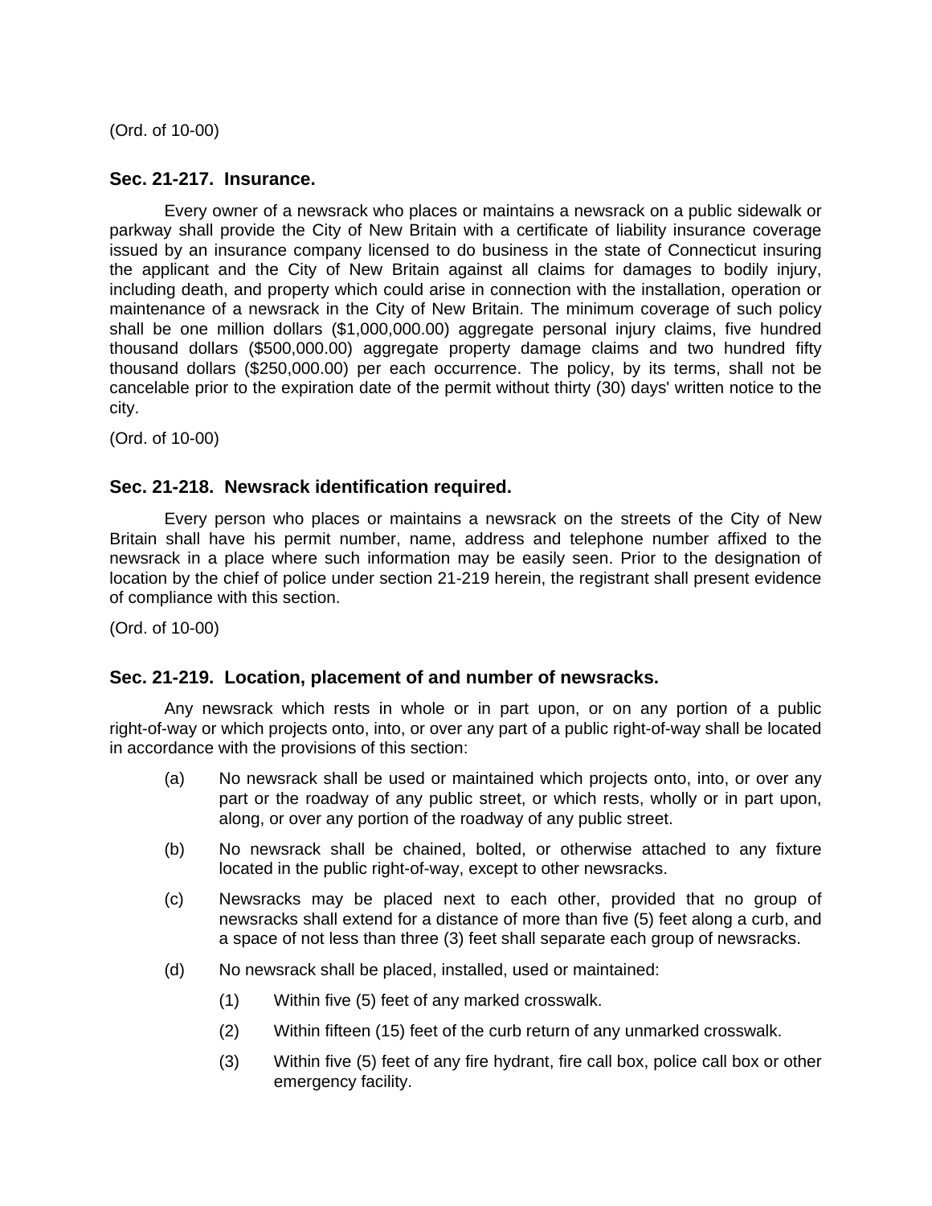(Ord. of 10-00)

### Sec. 21-217. Insurance.

Every owner of a newsrack who places or maintains a newsrack on a public sidewalk or parkway shall provide the City of New Britain with a certificate of liability insurance coverage issued by an insurance company licensed to do business in the state of Connecticut insuring the applicant and the City of New Britain against all claims for damages to bodily injury, including death, and property which could arise in connection with the installation, operation or maintenance of a newsrack in the City of New Britain. The minimum coverage of such policy shall be one million dollars ($1,000,000.00) aggregate personal injury claims, five hundred thousand dollars ($500,000.00) aggregate property damage claims and two hundred fifty thousand dollars ($250,000.00) per each occurrence. The policy, by its terms, shall not be cancelable prior to the expiration date of the permit without thirty (30) days' written notice to the city.

(Ord. of 10-00)

### Sec. 21-218. Newsrack identification required.

Every person who places or maintains a newsrack on the streets of the City of New Britain shall have his permit number, name, address and telephone number affixed to the newsrack in a place where such information may be easily seen. Prior to the designation of location by the chief of police under section 21-219 herein, the registrant shall present evidence of compliance with this section.

(Ord. of 10-00)

### Sec. 21-219. Location, placement of and number of newsracks.

Any newsrack which rests in whole or in part upon, or on any portion of a public right-of-way or which projects onto, into, or over any part of a public right-of-way shall be located in accordance with the provisions of this section:

(a) No newsrack shall be used or maintained which projects onto, into, or over any part or the roadway of any public street, or which rests, wholly or in part upon, along, or over any portion of the roadway of any public street.

(b) No newsrack shall be chained, bolted, or otherwise attached to any fixture located in the public right-of-way, except to other newsracks.

(c) Newsracks may be placed next to each other, provided that no group of newsracks shall extend for a distance of more than five (5) feet along a curb, and a space of not less than three (3) feet shall separate each group of newsracks.

(d) No newsrack shall be placed, installed, used or maintained:

(1) Within five (5) feet of any marked crosswalk.

(2) Within fifteen (15) feet of the curb return of any unmarked crosswalk.

(3) Within five (5) feet of any fire hydrant, fire call box, police call box or other emergency facility.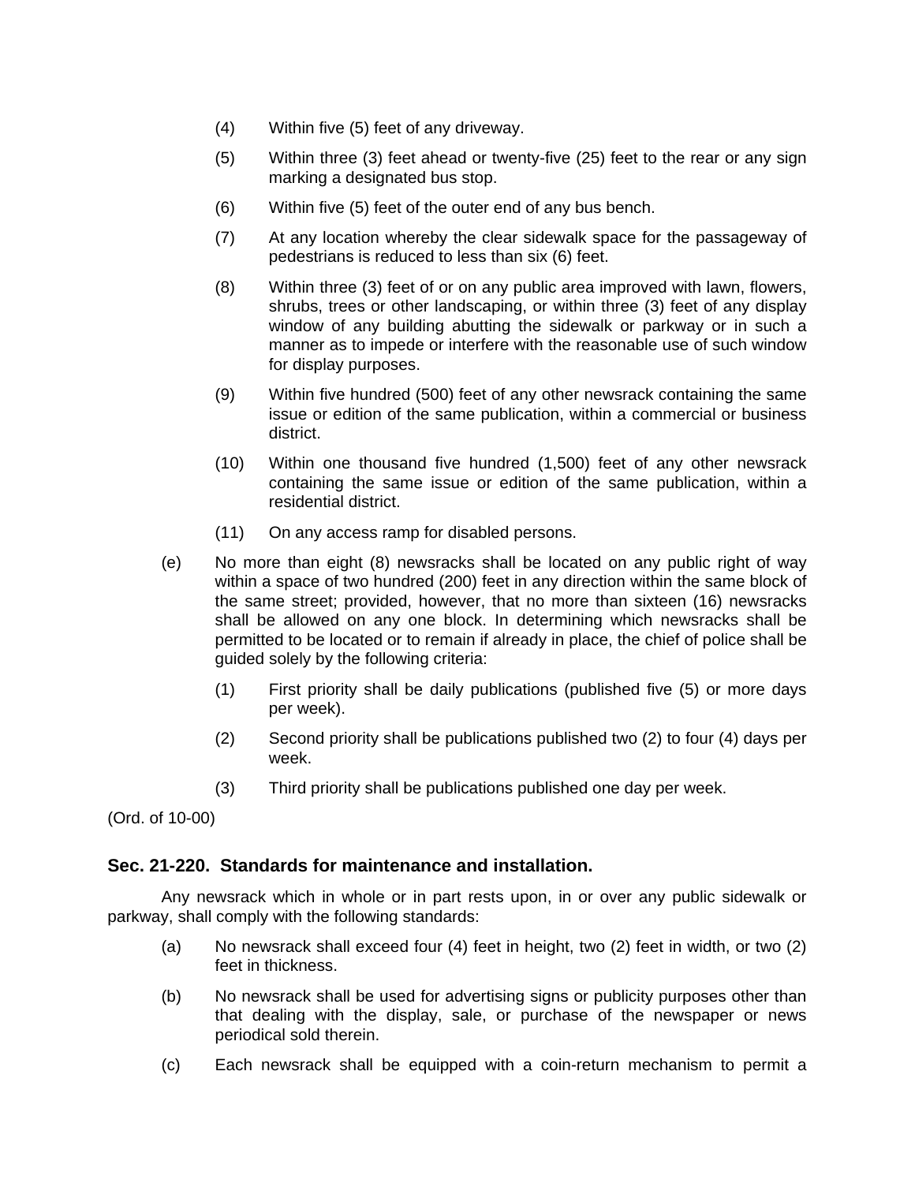(4) Within five (5) feet of any driveway.

(5) Within three (3) feet ahead or twenty-five (25) feet to the rear or any sign marking a designated bus stop.

(6) Within five (5) feet of the outer end of any bus bench.

(7) At any location whereby the clear sidewalk space for the passageway of pedestrians is reduced to less than six (6) feet.

(8) Within three (3) feet of or on any public area improved with lawn, flowers, shrubs, trees or other landscaping, or within three (3) feet of any display window of any building abutting the sidewalk or parkway or in such a manner as to impede or interfere with the reasonable use of such window for display purposes.

(9) Within five hundred (500) feet of any other newsrack containing the same issue or edition of the same publication, within a commercial or business district.

(10) Within one thousand five hundred (1,500) feet of any other newsrack containing the same issue or edition of the same publication, within a residential district.

(11) On any access ramp for disabled persons.

(e) No more than eight (8) newsracks shall be located on any public right of way within a space of two hundred (200) feet in any direction within the same block of the same street; provided, however, that no more than sixteen (16) newsracks shall be allowed on any one block. In determining which newsracks shall be permitted to be located or to remain if already in place, the chief of police shall be guided solely by the following criteria:

(1) First priority shall be daily publications (published five (5) or more days per week).

(2) Second priority shall be publications published two (2) to four (4) days per week.

(3) Third priority shall be publications published one day per week.

(Ord. of 10-00)

### Sec. 21-220. Standards for maintenance and installation.

Any newsrack which in whole or in part rests upon, in or over any public sidewalk or parkway, shall comply with the following standards:

(a) No newsrack shall exceed four (4) feet in height, two (2) feet in width, or two (2) feet in thickness.

(b) No newsrack shall be used for advertising signs or publicity purposes other than that dealing with the display, sale, or purchase of the newspaper or news periodical sold therein.

(c) Each newsrack shall be equipped with a coin-return mechanism to permit a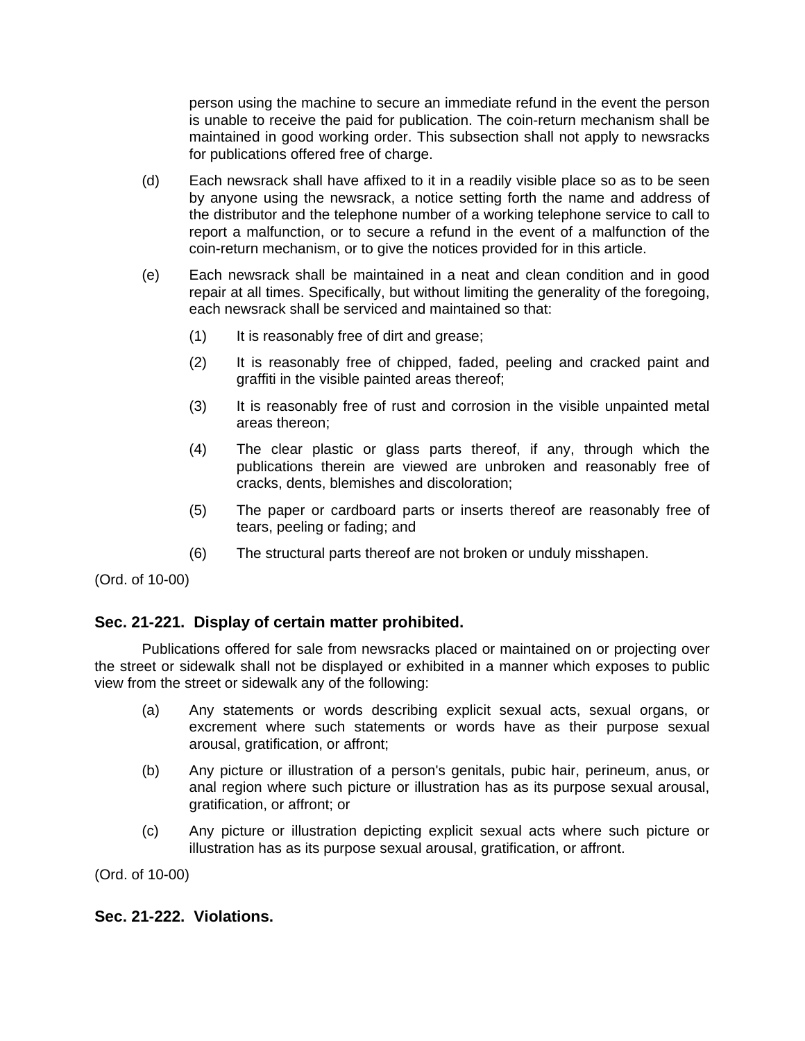person using the machine to secure an immediate refund in the event the person is unable to receive the paid for publication. The coin-return mechanism shall be maintained in good working order. This subsection shall not apply to newsracks for publications offered free of charge.

(d) Each newsrack shall have affixed to it in a readily visible place so as to be seen by anyone using the newsrack, a notice setting forth the name and address of the distributor and the telephone number of a working telephone service to call to report a malfunction, or to secure a refund in the event of a malfunction of the coin-return mechanism, or to give the notices provided for in this article.

(e) Each newsrack shall be maintained in a neat and clean condition and in good repair at all times. Specifically, but without limiting the generality of the foregoing, each newsrack shall be serviced and maintained so that:

(1) It is reasonably free of dirt and grease;

(2) It is reasonably free of chipped, faded, peeling and cracked paint and graffiti in the visible painted areas thereof;

(3) It is reasonably free of rust and corrosion in the visible unpainted metal areas thereon;

(4) The clear plastic or glass parts thereof, if any, through which the publications therein are viewed are unbroken and reasonably free of cracks, dents, blemishes and discoloration;

(5) The paper or cardboard parts or inserts thereof are reasonably free of tears, peeling or fading; and

(6) The structural parts thereof are not broken or unduly misshapen.

(Ord. of 10-00)

### Sec. 21-221. Display of certain matter prohibited.

Publications offered for sale from newsracks placed or maintained on or projecting over the street or sidewalk shall not be displayed or exhibited in a manner which exposes to public view from the street or sidewalk any of the following:

(a) Any statements or words describing explicit sexual acts, sexual organs, or excrement where such statements or words have as their purpose sexual arousal, gratification, or affront;

(b) Any picture or illustration of a person's genitals, pubic hair, perineum, anus, or anal region where such picture or illustration has as its purpose sexual arousal, gratification, or affront; or

(c) Any picture or illustration depicting explicit sexual acts where such picture or illustration has as its purpose sexual arousal, gratification, or affront.

(Ord. of 10-00)

### Sec. 21-222. Violations.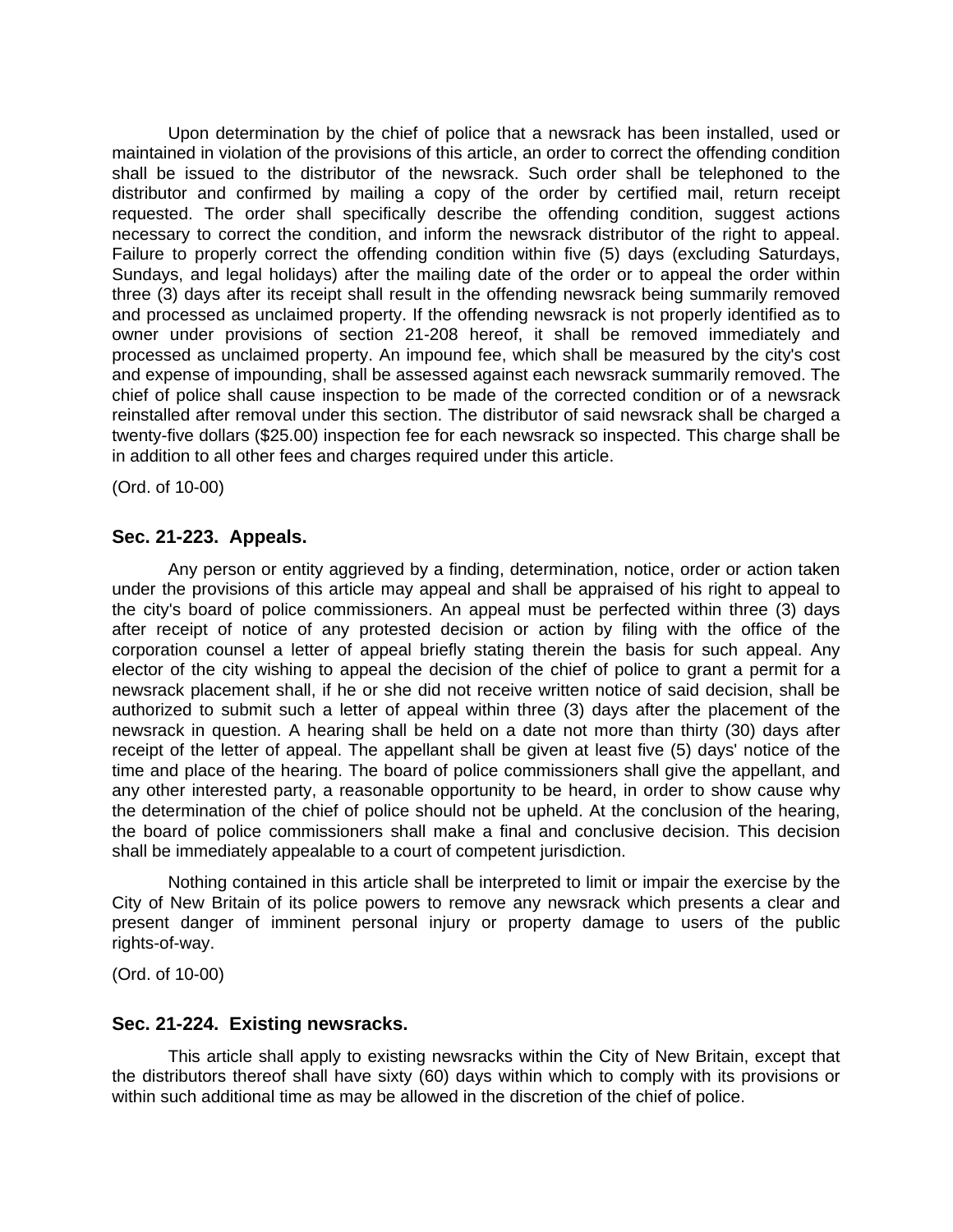Upon determination by the chief of police that a newsrack has been installed, used or maintained in violation of the provisions of this article, an order to correct the offending condition shall be issued to the distributor of the newsrack. Such order shall be telephoned to the distributor and confirmed by mailing a copy of the order by certified mail, return receipt requested. The order shall specifically describe the offending condition, suggest actions necessary to correct the condition, and inform the newsrack distributor of the right to appeal. Failure to properly correct the offending condition within five (5) days (excluding Saturdays, Sundays, and legal holidays) after the mailing date of the order or to appeal the order within three (3) days after its receipt shall result in the offending newsrack being summarily removed and processed as unclaimed property. If the offending newsrack is not properly identified as to owner under provisions of section 21-208 hereof, it shall be removed immediately and processed as unclaimed property. An impound fee, which shall be measured by the city's cost and expense of impounding, shall be assessed against each newsrack summarily removed. The chief of police shall cause inspection to be made of the corrected condition or of a newsrack reinstalled after removal under this section. The distributor of said newsrack shall be charged a twenty-five dollars ($25.00) inspection fee for each newsrack so inspected. This charge shall be in addition to all other fees and charges required under this article.

(Ord. of 10-00)

### Sec. 21-223. Appeals.

Any person or entity aggrieved by a finding, determination, notice, order or action taken under the provisions of this article may appeal and shall be appraised of his right to appeal to the city's board of police commissioners. An appeal must be perfected within three (3) days after receipt of notice of any protested decision or action by filing with the office of the corporation counsel a letter of appeal briefly stating therein the basis for such appeal. Any elector of the city wishing to appeal the decision of the chief of police to grant a permit for a newsrack placement shall, if he or she did not receive written notice of said decision, shall be authorized to submit such a letter of appeal within three (3) days after the placement of the newsrack in question. A hearing shall be held on a date not more than thirty (30) days after receipt of the letter of appeal. The appellant shall be given at least five (5) days' notice of the time and place of the hearing. The board of police commissioners shall give the appellant, and any other interested party, a reasonable opportunity to be heard, in order to show cause why the determination of the chief of police should not be upheld. At the conclusion of the hearing, the board of police commissioners shall make a final and conclusive decision. This decision shall be immediately appealable to a court of competent jurisdiction.

Nothing contained in this article shall be interpreted to limit or impair the exercise by the City of New Britain of its police powers to remove any newsrack which presents a clear and present danger of imminent personal injury or property damage to users of the public rights-of-way.

(Ord. of 10-00)

### Sec. 21-224. Existing newsracks.

This article shall apply to existing newsracks within the City of New Britain, except that the distributors thereof shall have sixty (60) days within which to comply with its provisions or within such additional time as may be allowed in the discretion of the chief of police.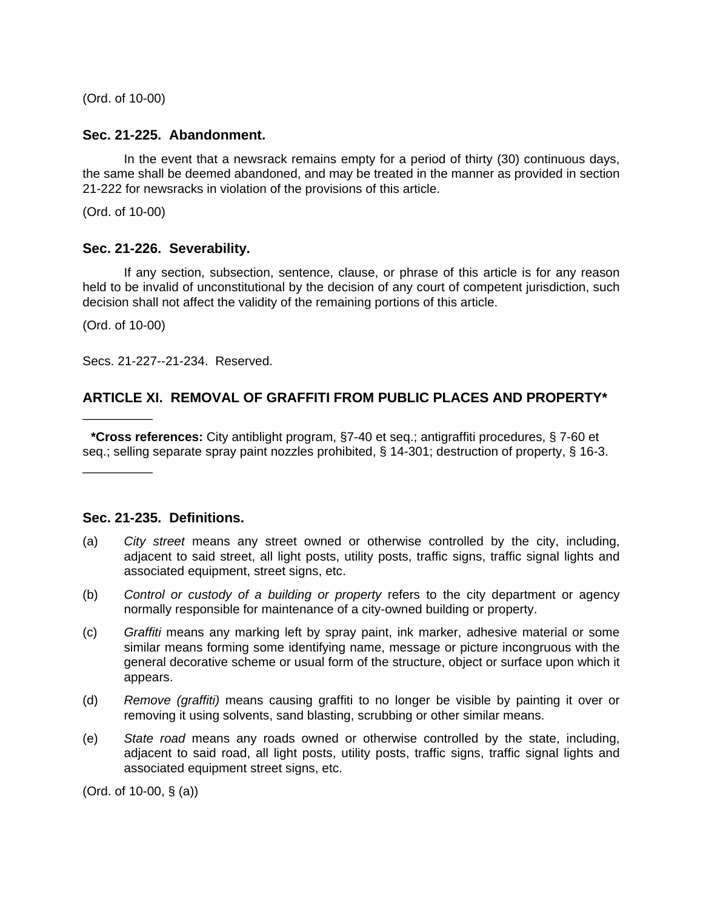(Ord. of 10-00)

### Sec. 21-225. Abandonment.

In the event that a newsrack remains empty for a period of thirty (30) continuous days, the same shall be deemed abandoned, and may be treated in the manner as provided in section 21-222 for newsracks in violation of the provisions of this article.

(Ord. of 10-00)

### Sec. 21-226. Severability.

If any section, subsection, sentence, clause, or phrase of this article is for any reason held to be invalid of unconstitutional by the decision of any court of competent jurisdiction, such decision shall not affect the validity of the remaining portions of this article.

(Ord. of 10-00)

Secs. 21-227--21-234. Reserved.

## ARTICLE XI. REMOVAL OF GRAFFITI FROM PUBLIC PLACES AND PROPERTY*

__________

**\*Cross references:** City antiblight program, §7-40 et seq.; antigraffiti procedures, § 7-60 et seq.; selling separate spray paint nozzles prohibited, § 14-301; destruction of property, § 16-3.

__________

### Sec. 21-235. Definitions.

(a) *City street* means any street owned or otherwise controlled by the city, including, adjacent to said street, all light posts, utility posts, traffic signs, traffic signal lights and associated equipment, street signs, etc.

(b) *Control or custody of a building or property* refers to the city department or agency normally responsible for maintenance of a city-owned building or property.

(c) *Graffiti* means any marking left by spray paint, ink marker, adhesive material or some similar means forming some identifying name, message or picture incongruous with the general decorative scheme or usual form of the structure, object or surface upon which it appears.

(d) *Remove (graffiti)* means causing graffiti to no longer be visible by painting it over or removing it using solvents, sand blasting, scrubbing or other similar means.

(e) *State road* means any roads owned or otherwise controlled by the state, including, adjacent to said road, all light posts, utility posts, traffic signs, traffic signal lights and associated equipment street signs, etc.

(Ord. of 10-00, § (a))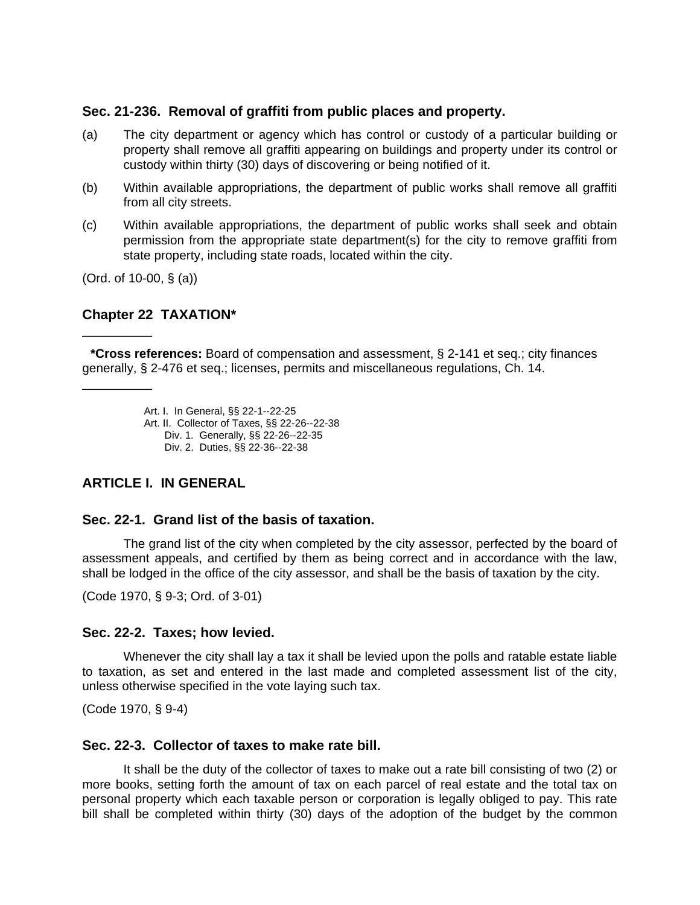### Sec. 21-236. Removal of graffiti from public places and property.

(a) The city department or agency which has control or custody of a particular building or property shall remove all graffiti appearing on buildings and property under its control or custody within thirty (30) days of discovering or being notified of it.

(b) Within available appropriations, the department of public works shall remove all graffiti from all city streets.

(c) Within available appropriations, the department of public works shall seek and obtain permission from the appropriate state department(s) for the city to remove graffiti from state property, including state roads, located within the city.

(Ord. of 10-00, § (a))

## Chapter 22 TAXATION*

__________

**\*Cross references:** Board of compensation and assessment, § 2-141 et seq.; city finances generally, § 2-476 et seq.; licenses, permits and miscellaneous regulations, Ch. 14.

__________

Art. I. In General, §§ 22-1--22-25
Art. II. Collector of Taxes, §§ 22-26--22-38
Div. 1. Generally, §§ 22-26--22-35
Div. 2. Duties, §§ 22-36--22-38

## ARTICLE I. IN GENERAL

### Sec. 22-1. Grand list of the basis of taxation.

The grand list of the city when completed by the city assessor, perfected by the board of assessment appeals, and certified by them as being correct and in accordance with the law, shall be lodged in the office of the city assessor, and shall be the basis of taxation by the city.

(Code 1970, § 9-3; Ord. of 3-01)

### Sec. 22-2. Taxes; how levied.

Whenever the city shall lay a tax it shall be levied upon the polls and ratable estate liable to taxation, as set and entered in the last made and completed assessment list of the city, unless otherwise specified in the vote laying such tax.

(Code 1970, § 9-4)

### Sec. 22-3. Collector of taxes to make rate bill.

It shall be the duty of the collector of taxes to make out a rate bill consisting of two (2) or more books, setting forth the amount of tax on each parcel of real estate and the total tax on personal property which each taxable person or corporation is legally obliged to pay. This rate bill shall be completed within thirty (30) days of the adoption of the budget by the common